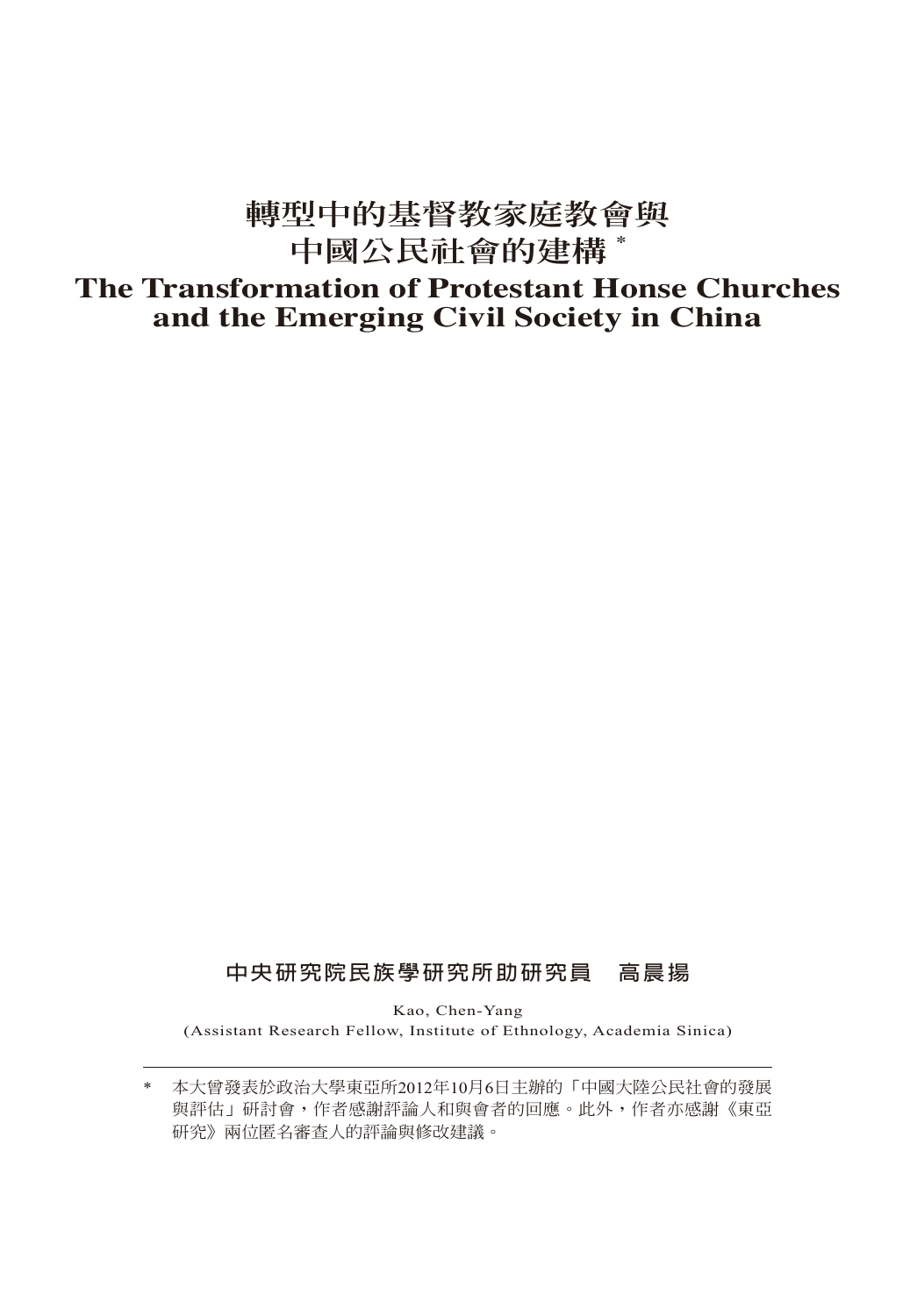# 轉型中的基督教家庭教會與中國公民社會的建構 *

# The Transformation of Protestant Honse Churches and the Emerging Civil Society in China

**中央研究院民族學研究所助研究員　高晨揚**

Kao, Chen-Yang
(Assistant Research Fellow, Institute of Ethnology, Academia Sinica)

---

\* 本大會發表於政治大學東亞所2012年10月6日主辦的「中國大陸公民社會的發展與評估」研討會，作者感謝評論人和與會者的回應。此外，作者亦感謝《東亞研究》兩位匿名審查人的評論與修改建議。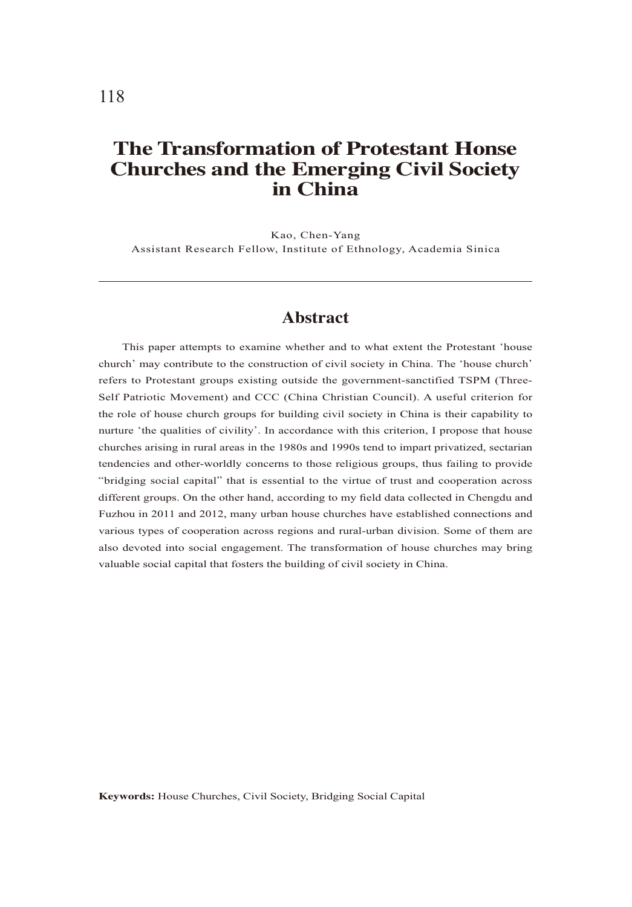# The Transformation of Protestant Honse Churches and the Emerging Civil Society in China

Kao, Chen-Yang

Assistant Research Fellow, Institute of Ethnology, Academia Sinica

## Abstract

This paper attempts to examine whether and to what extent the Protestant 'house church' may contribute to the construction of civil society in China. The 'house church' refers to Protestant groups existing outside the government-sanctified TSPM (Three-Self Patriotic Movement) and CCC (China Christian Council). A useful criterion for the role of house church groups for building civil society in China is their capability to nurture 'the qualities of civility'. In accordance with this criterion, I propose that house churches arising in rural areas in the 1980s and 1990s tend to impart privatized, sectarian tendencies and other-worldly concerns to those religious groups, thus failing to provide "bridging social capital" that is essential to the virtue of trust and cooperation across different groups. On the other hand, according to my field data collected in Chengdu and Fuzhou in 2011 and 2012, many urban house churches have established connections and various types of cooperation across regions and rural-urban division. Some of them are also devoted into social engagement. The transformation of house churches may bring valuable social capital that fosters the building of civil society in China.

**Keywords:** House Churches, Civil Society, Bridging Social Capital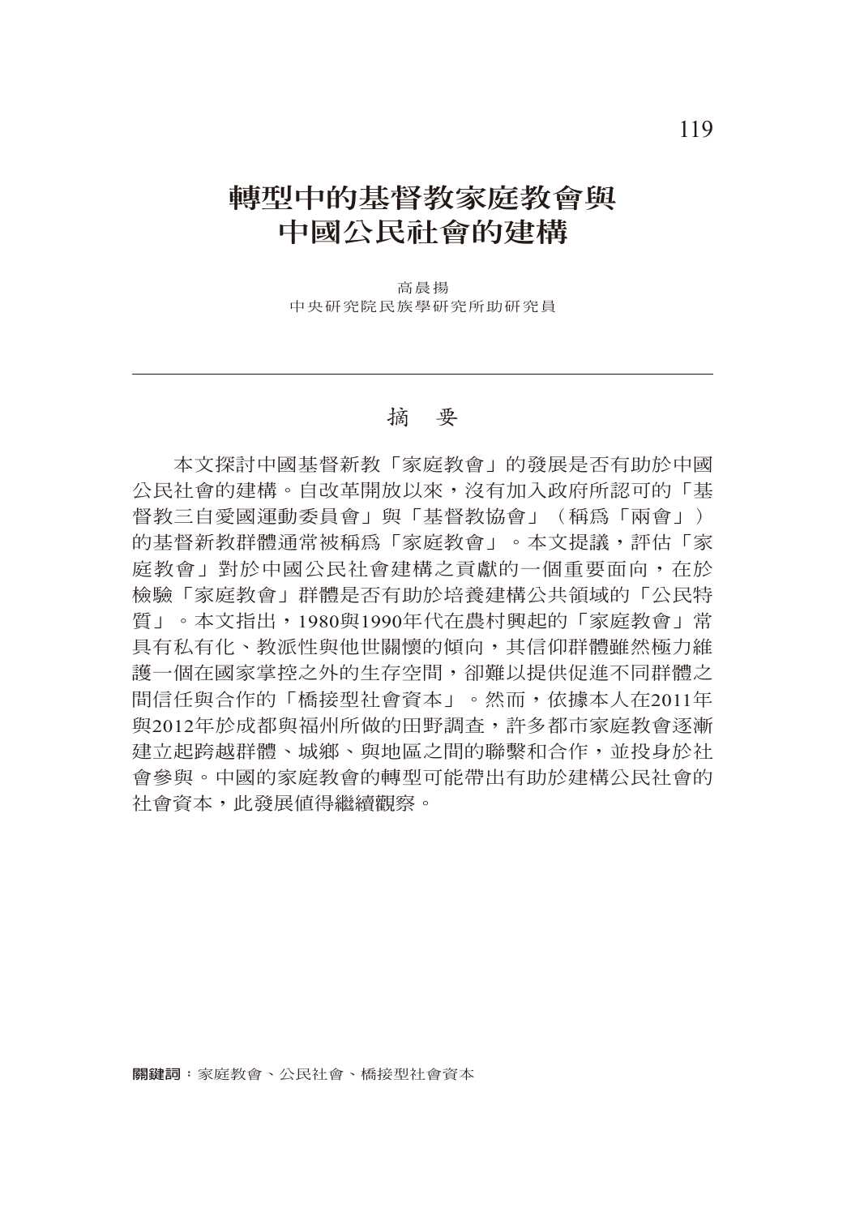# 轉型中的基督教家庭教會與中國公民社會的建構

高晨揚
中央研究院民族學研究所助研究員

---

## 摘　要

本文探討中國基督新教「家庭教會」的發展是否有助於中國公民社會的建構。自改革開放以來，沒有加入政府所認可的「基督教三自愛國運動委員會」與「基督教協會」（稱爲「兩會」）的基督新教群體通常被稱爲「家庭教會」。本文提議，評估「家庭教會」對於中國公民社會建構之貢獻的一個重要面向，在於檢驗「家庭教會」群體是否有助於培養建構公共領域的「公民特質」。本文指出，1980與1990年代在農村興起的「家庭教會」常具有私有化、教派性與他世關懷的傾向，其信仰群體雖然極力維護一個在國家掌控之外的生存空間，卻難以提供促進不同群體之間信任與合作的「橋接型社會資本」。然而，依據本人在2011年與2012年於成都與福州所做的田野調查，許多都市家庭教會逐漸建立起跨越群體、城鄉、與地區之間的聯繫和合作，並投身於社會參與。中國的家庭教會的轉型可能帶出有助於建構公民社會的社會資本，此發展值得繼續觀察。

**關鍵詞**：家庭教會、公民社會、橋接型社會資本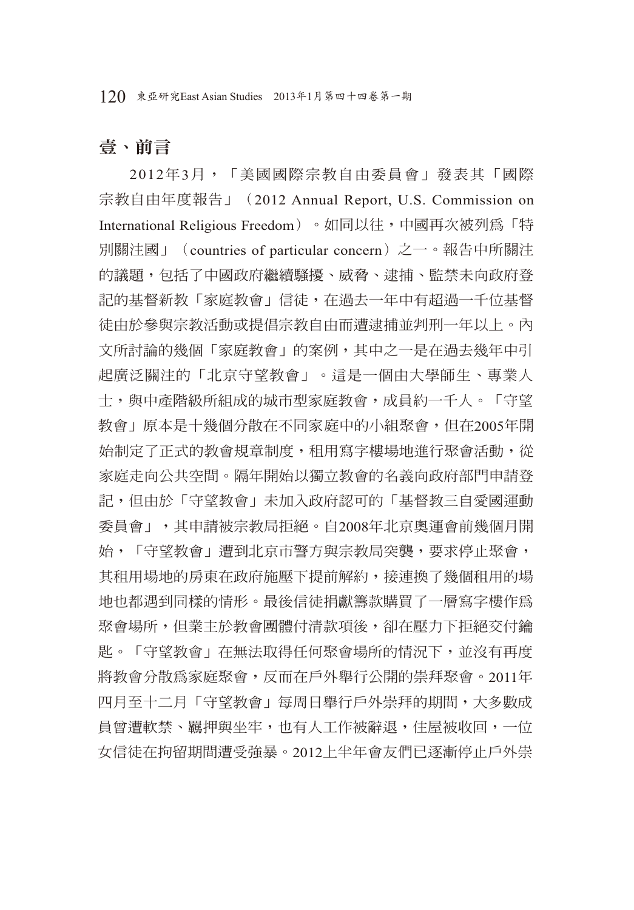## 壹、前言

2012年3月，「美國國際宗教自由委員會」發表其「國際宗教自由年度報告」（2012 Annual Report, U.S. Commission on International Religious Freedom）。如同以往，中國再次被列爲「特別關注國」（countries of particular concern）之一。報告中所關注的議題，包括了中國政府繼續騷擾、威脅、逮捕、監禁未向政府登記的基督新教「家庭教會」信徒，在過去一年中有超過一千位基督徒由於參與宗教活動或提倡宗教自由而遭逮捕並判刑一年以上。內文所討論的幾個「家庭教會」的案例，其中之一是在過去幾年中引起廣泛關注的「北京守望教會」。這是一個由大學師生、專業人士，與中產階級所組成的城市型家庭教會，成員約一千人。「守望教會」原本是十幾個分散在不同家庭中的小組聚會，但在2005年開始制定了正式的教會規章制度，租用寫字樓場地進行聚會活動，從家庭走向公共空間。隔年開始以獨立教會的名義向政府部門申請登記，但由於「守望教會」未加入政府認可的「基督教三自愛國運動委員會」，其申請被宗教局拒絕。自2008年北京奧運會前幾個月開始，「守望教會」遭到北京市警方與宗教局突襲，要求停止聚會，其租用場地的房東在政府施壓下提前解約，接連換了幾個租用的場地也都遇到同樣的情形。最後信徒捐獻籌款購買了一層寫字樓作爲聚會場所，但業主於教會團體付清款項後，卻在壓力下拒絕交付鑰匙。「守望教會」在無法取得任何聚會場所的情況下，並沒有再度將教會分散爲家庭聚會，反而在戶外舉行公開的崇拜聚會。2011年四月至十二月「守望教會」每周日舉行戶外崇拜的期間，大多數成員曾遭軟禁、羈押與坐牢，也有人工作被辭退，住屋被收回，一位女信徒在拘留期間遭受強暴。2012上半年會友們已逐漸停止戶外崇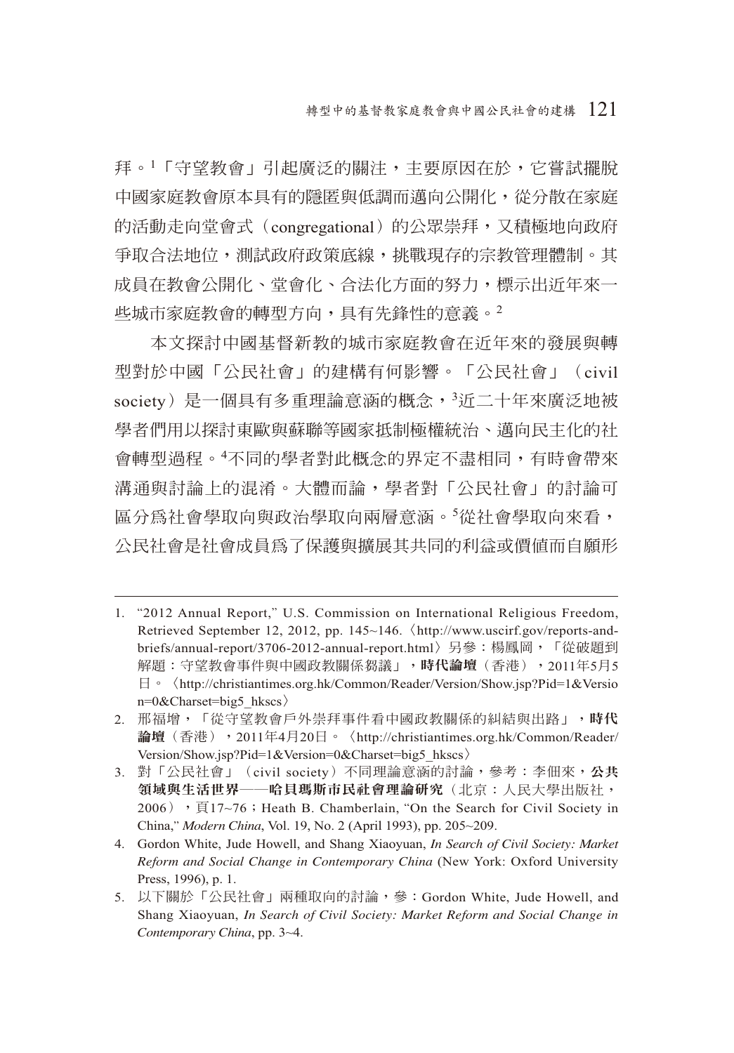拜。[1]「守望教會」引起廣泛的關注，主要原因在於，它嘗試擺脫中國家庭教會原本具有的隱匿與低調而邁向公開化，從分散在家庭的活動走向堂會式（congregational）的公眾崇拜，又積極地向政府爭取合法地位，測試政府政策底線，挑戰現存的宗教管理體制。其成員在教會公開化、堂會化、合法化方面的努力，標示出近年來一些城市家庭教會的轉型方向，具有先鋒性的意義。[2]

本文探討中國基督新教的城市家庭教會在近年來的發展與轉型對於中國「公民社會」的建構有何影響。「公民社會」（civil society）是一個具有多重理論意涵的概念，[3]近二十年來廣泛地被學者們用以探討東歐與蘇聯等國家抵制極權統治、邁向民主化的社會轉型過程。[4]不同的學者對此概念的界定不盡相同，有時會帶來溝通與討論上的混淆。大體而論，學者對「公民社會」的討論可區分爲社會學取向與政治學取向兩層意涵。[5]從社會學取向來看，公民社會是社會成員爲了保護與擴展其共同的利益或價值而自願形

---

1. "2012 Annual Report," U.S. Commission on International Religious Freedom, Retrieved September 12, 2012, pp. 145~146.〈http://www.uscirf.gov/reports-and-briefs/annual-report/3706-2012-annual-report.html〉另參：楊鳳岡，「從破題到解題：守望教會事件與中國政教關係芻議」，**時代論壇**（香港），2011年5月5日。〈http://christiantimes.org.hk/Common/Reader/Version/Show.jsp?Pid=1&Version=0&Charset=big5_hkscs〉
2. 邢福增，「從守望教會戶外崇拜事件看中國政教關係的糾結與出路」，**時代論壇**（香港），2011年4月20日。〈http://christiantimes.org.hk/Common/Reader/Version/Show.jsp?Pid=1&Version=0&Charset=big5_hkscs〉
3. 對「公民社會」（civil society）不同理論意涵的討論，參考：李佃來，**公共領域與生活世界——哈貝瑪斯市民社會理論研究**（北京：人民大學出版社，2006），頁17~76；Heath B. Chamberlain, "On the Search for Civil Society in China," *Modern China*, Vol. 19, No. 2 (April 1993), pp. 205~209.
4. Gordon White, Jude Howell, and Shang Xiaoyuan, *In Search of Civil Society: Market Reform and Social Change in Contemporary China* (New York: Oxford University Press, 1996), p. 1.
5. 以下關於「公民社會」兩種取向的討論，參：Gordon White, Jude Howell, and Shang Xiaoyuan, *In Search of Civil Society: Market Reform and Social Change in Contemporary China*, pp. 3~4.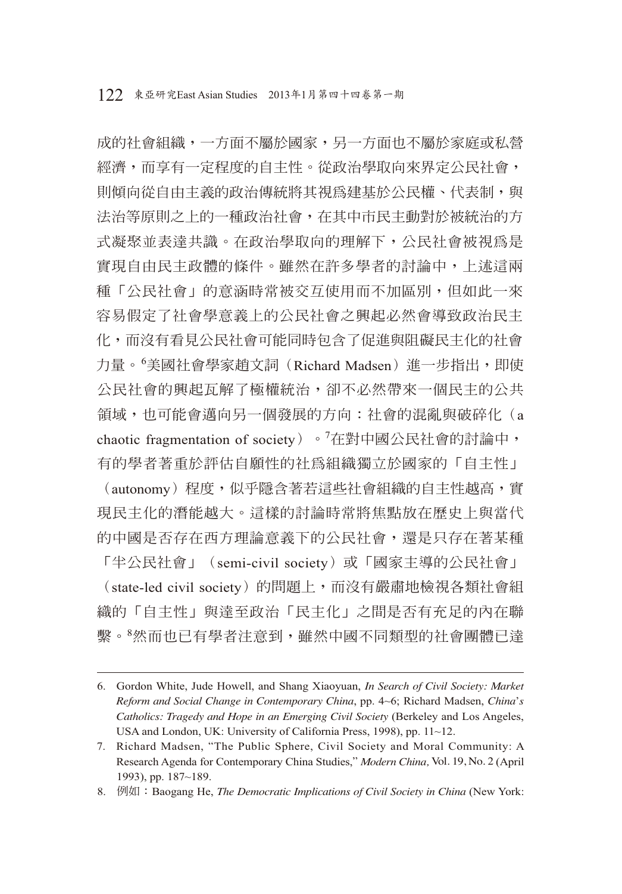成的社會組織，一方面不屬於國家，另一方面也不屬於家庭或私營經濟，而享有一定程度的自主性。從政治學取向來界定公民社會，則傾向從自由主義的政治傳統將其視為建基於公民權、代表制，與法治等原則之上的一種政治社會，在其中市民主動對於被統治的方式凝聚並表達共識。在政治學取向的理解下，公民社會被視為是實現自由民主政體的條件。雖然在許多學者的討論中，上述這兩種「公民社會」的意涵時常被交互使用而不加區別，但如此一來容易假定了社會學意義上的公民社會之興起必然會導致政治民主化，而沒有看見公民社會可能同時包含了促進與阻礙民主化的社會力量。[6]美國社會學家趙文詞（Richard Madsen）進一步指出，即使公民社會的興起瓦解了極權統治，卻不必然帶來一個民主的公共領域，也可能會邁向另一個發展的方向：社會的混亂與破碎化（a chaotic fragmentation of society）。[7]在對中國公民社會的討論中，有的學者著重於評估自願性的社爲組織獨立於國家的「自主性」（autonomy）程度，似乎隱含著若這些社會組織的自主性越高，實現民主化的潛能越大。這樣的討論時常將焦點放在歷史上與當代的中國是否存在西方理論意義下的公民社會，還是只存在著某種「半公民社會」（semi-civil society）或「國家主導的公民社會」（state-led civil society）的問題上，而沒有嚴肅地檢視各類社會組織的「自主性」與達至政治「民主化」之間是否有充足的內在聯繫。[8]然而也已有學者注意到，雖然中國不同類型的社會團體已達

---

6. Gordon White, Jude Howell, and Shang Xiaoyuan, *In Search of Civil Society: Market Reform and Social Change in Contemporary China*, pp. 4~6; Richard Madsen, *China's Catholics: Tragedy and Hope in an Emerging Civil Society* (Berkeley and Los Angeles, USA and London, UK: University of California Press, 1998), pp. 11~12.
7. Richard Madsen, "The Public Sphere, Civil Society and Moral Community: A Research Agenda for Contemporary China Studies," *Modern China,* Vol. 19, No. 2 (April 1993), pp. 187~189.
8. 例如：Baogang He, *The Democratic Implications of Civil Society in China* (New York: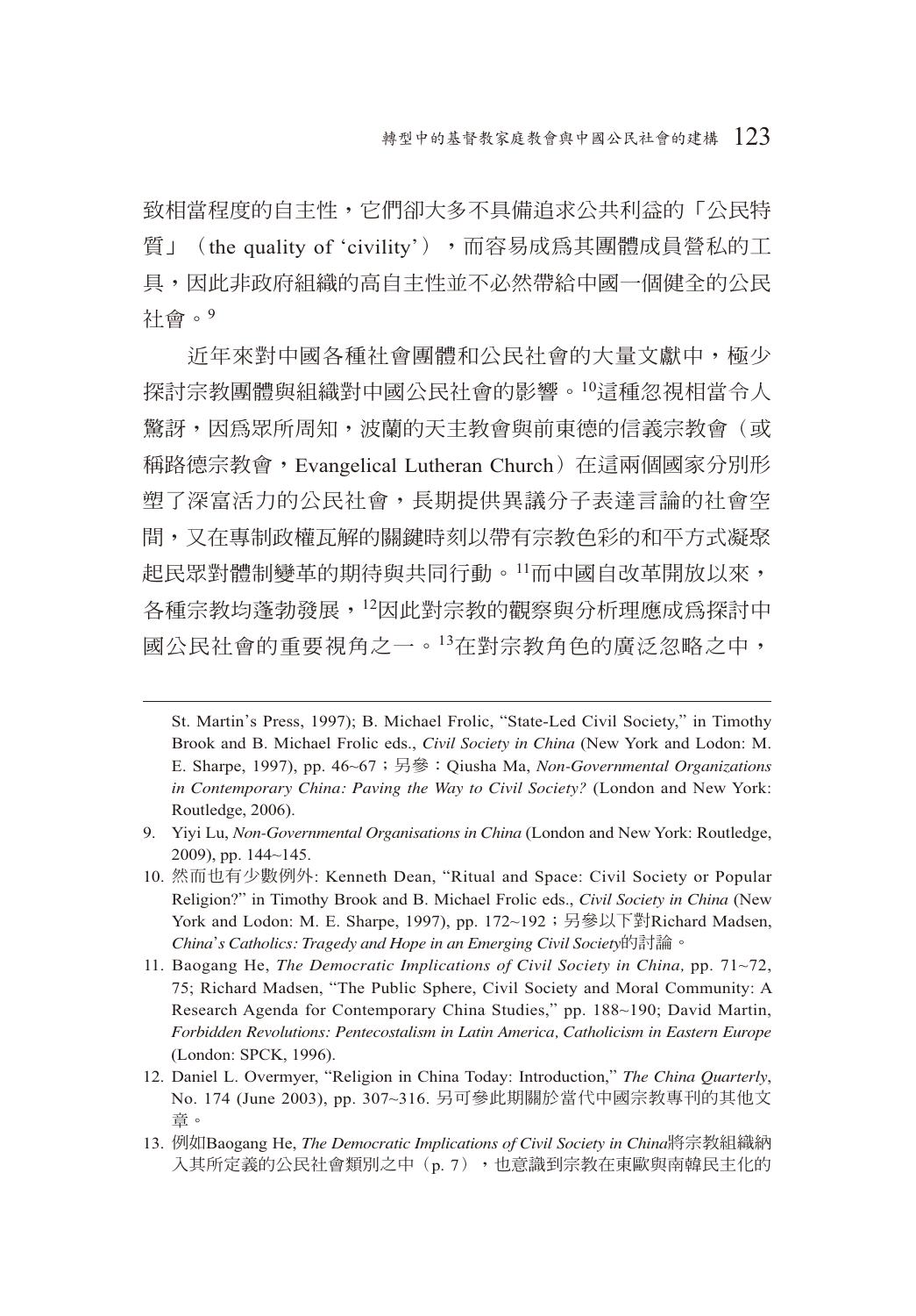致相當程度的自主性，它們卻大多不具備追求公共利益的「公民特質」（the quality of ‘civility’），而容易成爲其團體成員營私的工具，因此非政府組織的高自主性並不必然帶給中國一個健全的公民社會。[9]

近年來對中國各種社會團體和公民社會的大量文獻中，極少探討宗教團體與組織對中國公民社會的影響。[10]這種忽視相當令人驚訝，因爲眾所周知，波蘭的天主教會與前東德的信義宗教會（或稱路德宗教會，Evangelical Lutheran Church）在這兩個國家分別形塑了深富活力的公民社會，長期提供異議分子表達言論的社會空間，又在專制政權瓦解的關鍵時刻以帶有宗教色彩的和平方式凝聚起民眾對體制變革的期待與共同行動。[11]而中國自改革開放以來，各種宗教均蓬勃發展，[12]因此對宗教的觀察與分析理應成爲探討中國公民社會的重要視角之一。[13]在對宗教角色的廣泛忽略之中，

---

St. Martin’s Press, 1997); B. Michael Frolic, “State-Led Civil Society,” in Timothy Brook and B. Michael Frolic eds., *Civil Society in China* (New York and Lodon: M. E. Sharpe, 1997), pp. 46~67；另參：Qiusha Ma, *Non-Governmental Organizations in Contemporary China: Paving the Way to Civil Society?* (London and New York: Routledge, 2006).

9. Yiyi Lu, *Non-Governmental Organisations in China* (London and New York: Routledge, 2009), pp. 144~145.

10. 然而也有少數例外: Kenneth Dean, “Ritual and Space: Civil Society or Popular Religion?” in Timothy Brook and B. Michael Frolic eds., *Civil Society in China* (New York and Lodon: M. E. Sharpe, 1997), pp. 172~192；另參以下對Richard Madsen, *China’s Catholics: Tragedy and Hope in an Emerging Civil Society*的討論。

11. Baogang He, *The Democratic Implications of Civil Society in China,* pp. 71~72, 75; Richard Madsen, “The Public Sphere, Civil Society and Moral Community: A Research Agenda for Contemporary China Studies,” pp. 188~190; David Martin, *Forbidden Revolutions: Pentecostalism in Latin America, Catholicism in Eastern Europe* (London: SPCK, 1996).

12. Daniel L. Overmyer, “Religion in China Today: Introduction,” *The China Quarterly*, No. 174 (June 2003), pp. 307~316. 另可參此期關於當代中國宗教專刊的其他文章。

13. 例如Baogang He, *The Democratic Implications of Civil Society in China*將宗教組織納入其所定義的公民社會類別之中（p. 7），也意識到宗教在東歐與南韓民主化的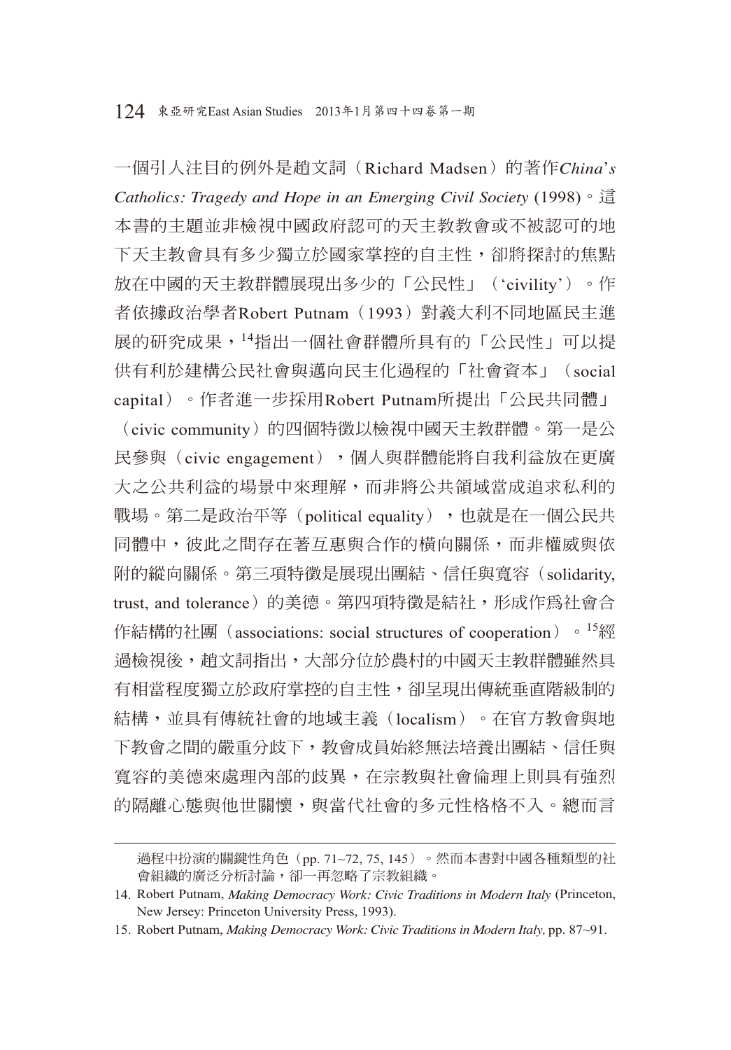一個引人注目的例外是趙文詞（Richard Madsen）的著作*China's Catholics: Tragedy and Hope in an Emerging Civil Society* (1998)。這本書的主題並非檢視中國政府認可的天主教教會或不被認可的地下天主教會具有多少獨立於國家掌控的自主性，卻將探討的焦點放在中國的天主教群體展現出多少的「公民性」（'civility'）。作者依據政治學者Robert Putnam（1993）對義大利不同地區民主進展的研究成果，[14]指出一個社會群體所具有的「公民性」可以提供有利於建構公民社會與邁向民主化過程的「社會資本」（social capital）。作者進一步採用Robert Putnam所提出「公民共同體」（civic community）的四個特徵以檢視中國天主教群體。第一是公民參與（civic engagement），個人與群體能將自我利益放在更廣大之公共利益的場景中來理解，而非將公共領域當成追求私利的戰場。第二是政治平等（political equality），也就是在一個公民共同體中，彼此之間存在著互惠與合作的橫向關係，而非權威與依附的縱向關係。第三項特徵是展現出團結、信任與寬容（solidarity, trust, and tolerance）的美德。第四項特徵是結社，形成作爲社會合作結構的社團（associations: social structures of cooperation）。[15]經過檢視後，趙文詞指出，大部分位於農村的中國天主教群體雖然具有相當程度獨立於政府掌控的自主性，卻呈現出傳統垂直階級制的結構，並具有傳統社會的地域主義（localism）。在官方教會與地下教會之間的嚴重分歧下，教會成員始終無法培養出團結、信任與寬容的美德來處理內部的歧異，在宗教與社會倫理上則具有強烈的隔離心態與他世關懷，與當代社會的多元性格格不入。總而言

---

過程中扮演的關鍵性角色（pp. 71~72, 75, 145）。然而本書對中國各種類型的社會組織的廣泛分析討論，卻一再忽略了宗教組織。

14. Robert Putnam, *Making Democracy Work: Civic Traditions in Modern Italy* (Princeton, New Jersey: Princeton University Press, 1993).

15. Robert Putnam, *Making Democracy Work: Civic Traditions in Modern Italy,* pp. 87~91.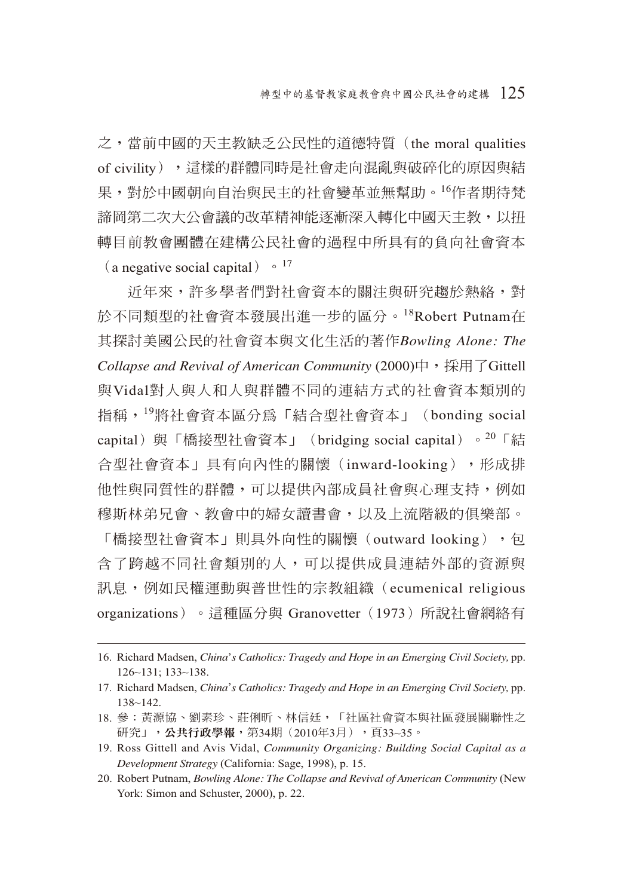之，當前中國的天主教缺乏公民性的道德特質（the moral qualities of civility），這樣的群體同時是社會走向混亂與破碎化的原因與結果，對於中國朝向自治與民主的社會變革並無幫助。[16]作者期待梵諦岡第二次大公會議的改革精神能逐漸深入轉化中國天主教，以扭轉目前教會團體在建構公民社會的過程中所具有的負向社會資本（a negative social capital）。[17]

近年來，許多學者們對社會資本的關注與研究趨於熱絡，對於不同類型的社會資本發展出進一步的區分。[18]Robert Putnam在其探討美國公民的社會資本與文化生活的著作*Bowling Alone: The Collapse and Revival of American Community* (2000)中，採用了Gittell與Vidal對人與人和人與群體不同的連結方式的社會資本類別的指稱，[19]將社會資本區分為「結合型社會資本」（bonding social capital）與「橋接型社會資本」（bridging social capital）。[20]「結合型社會資本」具有向內性的關懷（inward-looking），形成排他性與同質性的群體，可以提供內部成員社會與心理支持，例如穆斯林弟兄會、教會中的婦女讀書會，以及上流階級的俱樂部。「橋接型社會資本」則具外向性的關懷（outward looking），包含了跨越不同社會類別的人，可以提供成員連結外部的資源與訊息，例如民權運動與普世性的宗教組織（ecumenical religious organizations）。這種區分與 Granovetter（1973）所說社會網絡有

---

16. Richard Madsen, *China's Catholics: Tragedy and Hope in an Emerging Civil Society,* pp. 126~131; 133~138.
17. Richard Madsen, *China's Catholics: Tragedy and Hope in an Emerging Civil Society,* pp. 138~142.
18. 參：黃源協、劉素珍、莊俐昕、林信廷，「社區社會資本與社區發展關聯性之研究」，**公共行政學報**，第34期（2010年3月），頁33~35。
19. Ross Gittell and Avis Vidal, *Community Organizing: Building Social Capital as a Development Strategy* (California: Sage, 1998), p. 15.
20. Robert Putnam, *Bowling Alone: The Collapse and Revival of American Community* (New York: Simon and Schuster, 2000), p. 22.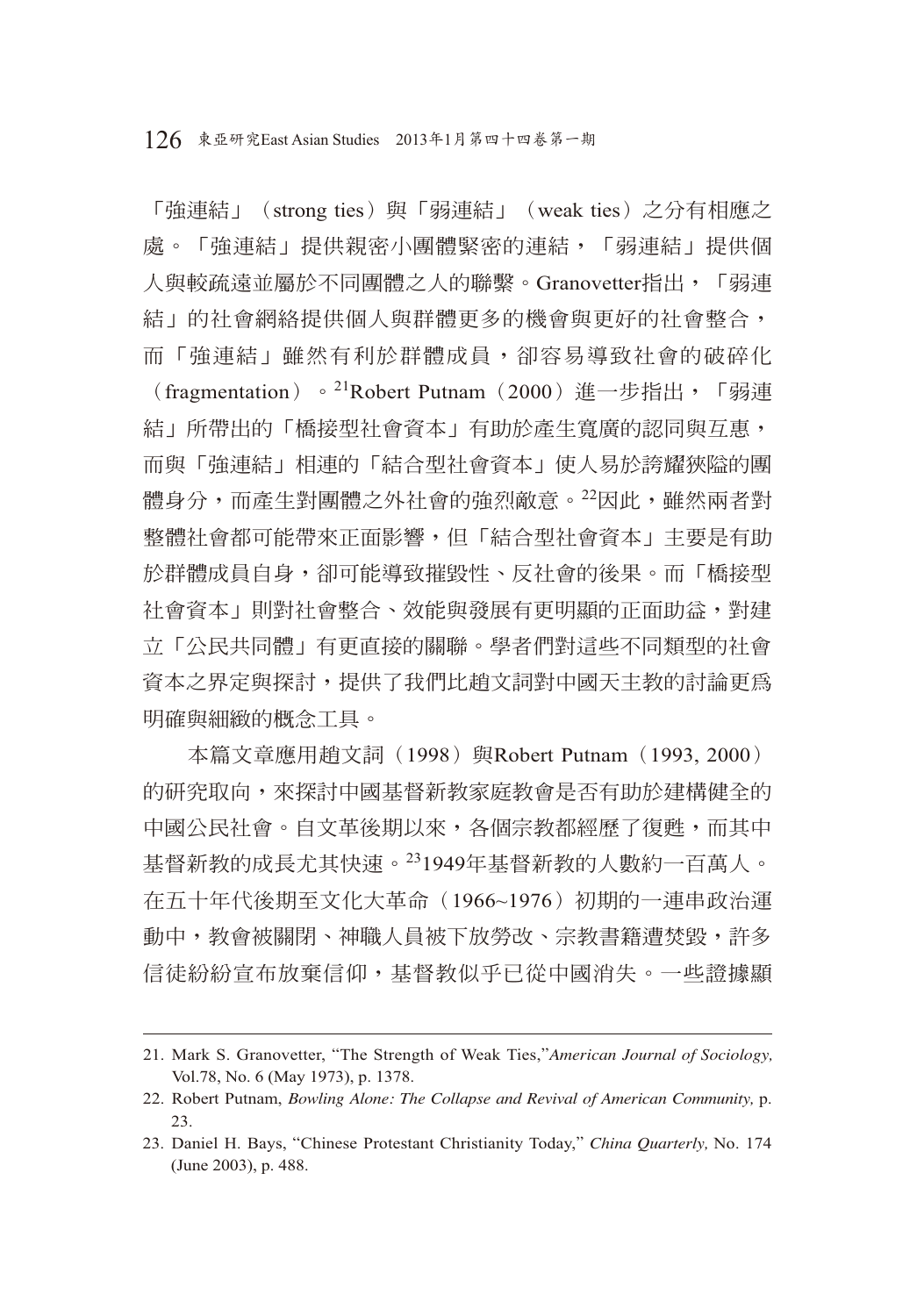「強連結」（strong ties）與「弱連結」（weak ties）之分有相應之處。「強連結」提供親密小團體緊密的連結，「弱連結」提供個人與較疏遠並屬於不同團體之人的聯繫。Granovetter指出，「弱連結」的社會網絡提供個人與群體更多的機會與更好的社會整合，而「強連結」雖然有利於群體成員，卻容易導致社會的破碎化（fragmentation）。[21]Robert Putnam（2000）進一步指出，「弱連結」所帶出的「橋接型社會資本」有助於產生寬廣的認同與互惠，而與「強連結」相連的「結合型社會資本」使人易於誇耀狹隘的團體身分，而產生對團體之外社會的強烈敵意。[22]因此，雖然兩者對整體社會都可能帶來正面影響，但「結合型社會資本」主要是有助於群體成員自身，卻可能導致摧毀性、反社會的後果。而「橋接型社會資本」則對社會整合、效能與發展有更明顯的正面助益，對建立「公民共同體」有更直接的關聯。學者們對這些不同類型的社會資本之界定與探討，提供了我們比趙文詞對中國天主教的討論更爲明確與細緻的概念工具。

本篇文章應用趙文詞（1998）與Robert Putnam（1993, 2000）的研究取向，來探討中國基督新教家庭教會是否有助於建構健全的中國公民社會。自文革後期以來，各個宗教都經歷了復甦，而其中基督新教的成長尤其快速。[23]1949年基督新教的人數約一百萬人。在五十年代後期至文化大革命（1966~1976）初期的一連串政治運動中，教會被關閉、神職人員被下放勞改、宗教書籍遭焚毀，許多信徒紛紛宣布放棄信仰，基督教似乎已從中國消失。一些證據顯

---

21. Mark S. Granovetter, "The Strength of Weak Ties," *American Journal of Sociology,* Vol.78, No. 6 (May 1973), p. 1378.
22. Robert Putnam, *Bowling Alone: The Collapse and Revival of American Community,* p. 23.
23. Daniel H. Bays, "Chinese Protestant Christianity Today," *China Quarterly,* No. 174 (June 2003), p. 488.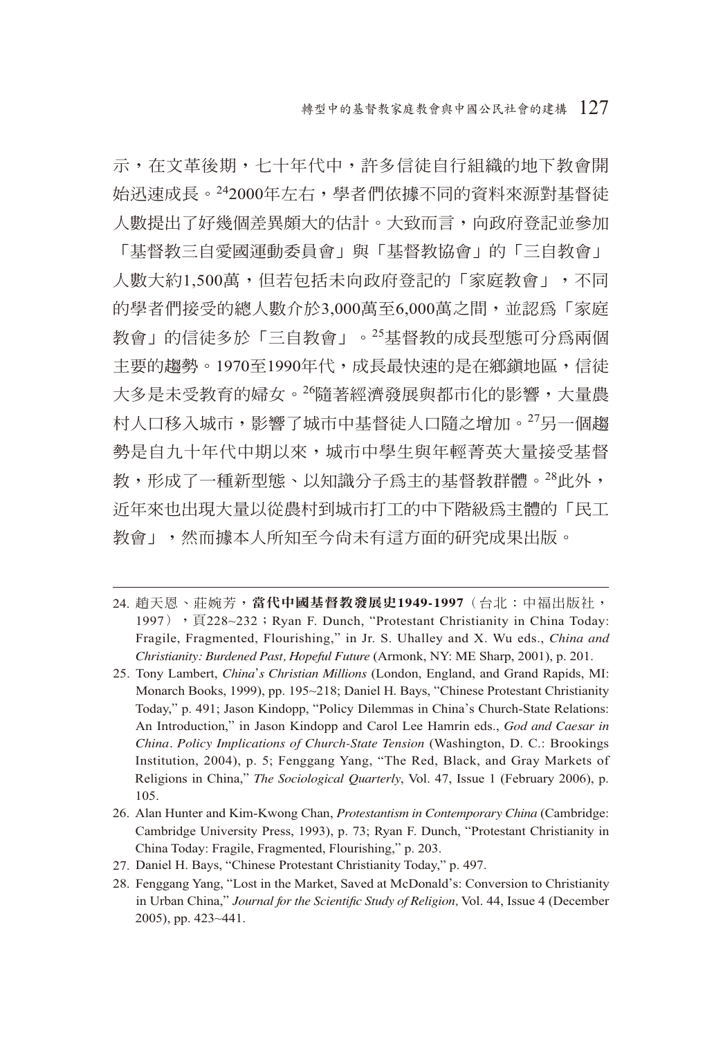示，在文革後期，七十年代中，許多信徒自行組織的地下教會開始迅速成長。[24]2000年左右，學者們依據不同的資料來源對基督徒人數提出了好幾個差異頗大的估計。大致而言，向政府登記並參加「基督教三自愛國運動委員會」與「基督教協會」的「三自教會」人數大約1,500萬，但若包括未向政府登記的「家庭教會」，不同的學者們接受的總人數介於3,000萬至6,000萬之間，並認為「家庭教會」的信徒多於「三自教會」。[25]基督教的成長型態可分為兩個主要的趨勢。1970至1990年代，成長最快速的是在鄉鎮地區，信徒大多是未受教育的婦女。[26]隨著經濟發展與都市化的影響，大量農村人口移入城市，影響了城市中基督徒人口隨之增加。[27]另一個趨勢是自九十年代中期以來，城市中學生與年輕菁英大量接受基督教，形成了一種新型態、以知識分子為主的基督教群體。[28]此外，近年來也出現大量以從農村到城市打工的中下階級為主體的「民工教會」，然而據本人所知至今尚未有這方面的研究成果出版。

---

24. 趙天恩、莊婉芳，**當代中國基督教發展史1949-1997**（台北：中福出版社，1997），頁228~232；Ryan F. Dunch, “Protestant Christianity in China Today: Fragile, Fragmented, Flourishing,” in Jr. S. Uhalley and X. Wu eds., *China and Christianity: Burdened Past, Hopeful Future* (Armonk, NY: ME Sharp, 2001), p. 201.
25. Tony Lambert, *China's Christian Millions* (London, England, and Grand Rapids, MI: Monarch Books, 1999), pp. 195~218; Daniel H. Bays, “Chinese Protestant Christianity Today,” p. 491; Jason Kindopp, “Policy Dilemmas in China's Church-State Relations: An Introduction,” in Jason Kindopp and Carol Lee Hamrin eds., *God and Caesar in China*. *Policy Implications of Church-State Tension* (Washington, D. C.: Brookings Institution, 2004), p. 5; Fenggang Yang, “The Red, Black, and Gray Markets of Religions in China,” *The Sociological Quarterly*, Vol. 47, Issue 1 (February 2006), p. 105.
26. Alan Hunter and Kim-Kwong Chan, *Protestantism in Contemporary China* (Cambridge: Cambridge University Press, 1993), p. 73; Ryan F. Dunch, “Protestant Christianity in China Today: Fragile, Fragmented, Flourishing,” p. 203.
27. Daniel H. Bays, “Chinese Protestant Christianity Today,” p. 497.
28. Fenggang Yang, “Lost in the Market, Saved at McDonald's: Conversion to Christianity in Urban China,” *Journal for the Scientific Study of Religion,* Vol. 44, Issue 4 (December 2005), pp. 423~441.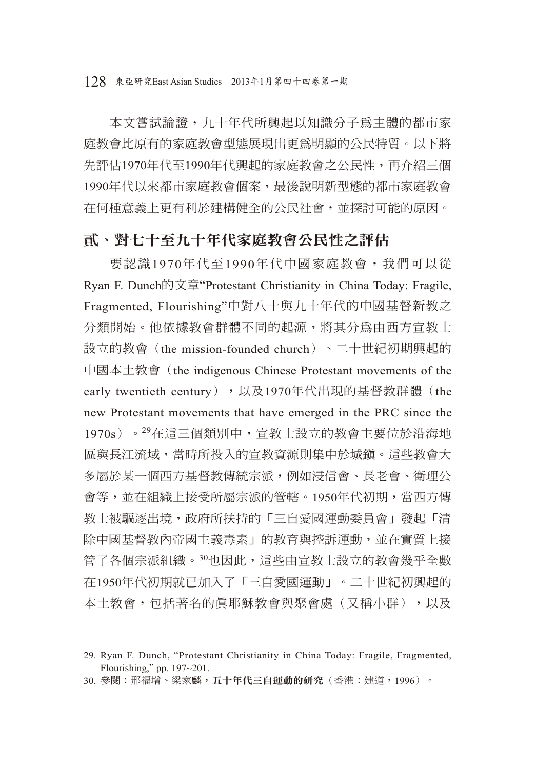本文嘗試論證，九十年代所興起以知識分子爲主體的都市家庭教會比原有的家庭教會型態展現出更爲明顯的公民特質。以下將先評估1970年代至1990年代興起的家庭教會之公民性，再介紹三個1990年代以來都市家庭教會個案，最後說明新型態的都市家庭教會在何種意義上更有利於建構健全的公民社會，並探討可能的原因。

## 貳、對七十至九十年代家庭教會公民性之評估

要認識1970年代至1990年代中國家庭教會，我們可以從Ryan F. Dunch的文章“Protestant Christianity in China Today: Fragile, Fragmented, Flourishing”中對八十與九十年代的中國基督新教之分類開始。他依據教會群體不同的起源，將其分爲由西方宣教士設立的教會（the mission-founded church）、二十世紀初期興起的中國本土教會（the indigenous Chinese Protestant movements of the early twentieth century），以及1970年代出現的基督教群體（the new Protestant movements that have emerged in the PRC since the 1970s）。[29]在這三個類別中，宣教士設立的教會主要位於沿海地區與長江流域，當時所投入的宣教資源則集中於城鎮。這些教會大多屬於某一個西方基督教傳統宗派，例如浸信會、長老會、衛理公會等，並在組織上接受所屬宗派的管轄。1950年代初期，當西方傳教士被驅逐出境，政府所扶持的「三自愛國運動委員會」發起「清除中國基督教內帝國主義毒素」的教育與控訴運動，並在實質上接管了各個宗派組織。[30]也因此，這些由宣教士設立的教會幾乎全數在1950年代初期就已加入了「三自愛國運動」。二十世紀初興起的本土教會，包括著名的眞耶穌教會與聚會處（又稱小群），以及

---

29. Ryan F. Dunch, “Protestant Christianity in China Today: Fragile, Fragmented, Flourishing,” pp. 197~201.

30. 參閱：邢福增、梁家麟，**五十年代三自運動的研究**（香港：建道，1996）。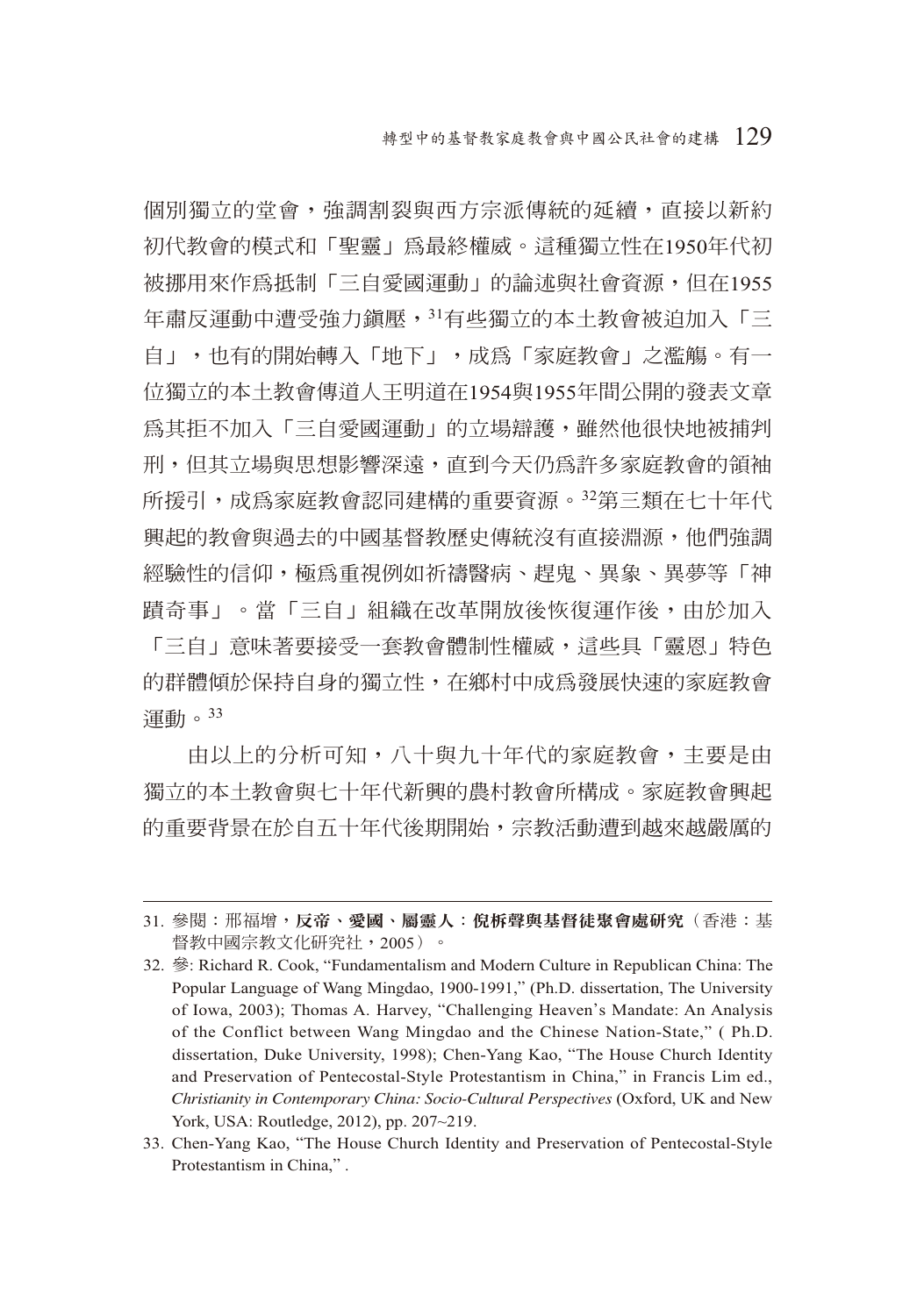個別獨立的堂會，強調割裂與西方宗派傳統的延續，直接以新約初代教會的模式和「聖靈」爲最終權威。這種獨立性在1950年代初被挪用來作爲抵制「三自愛國運動」的論述與社會資源，但在1955年肅反運動中遭受強力鎮壓，[31]有些獨立的本土教會被迫加入「三自」，也有的開始轉入「地下」，成爲「家庭教會」之濫觴。有一位獨立的本土教會傳道人王明道在1954與1955年間公開的發表文章爲其拒不加入「三自愛國運動」的立場辯護，雖然他很快地被捕判刑，但其立場與思想影響深遠，直到今天仍爲許多家庭教會的領袖所援引，成爲家庭教會認同建構的重要資源。[32]第三類在七十年代興起的教會與過去的中國基督教歷史傳統沒有直接淵源，他們強調經驗性的信仰，極爲重視例如祈禱醫病、趕鬼、異象、異夢等「神蹟奇事」。當「三自」組織在改革開放後恢復運作後，由於加入「三自」意味著要接受一套教會體制性權威，這些具「靈恩」特色的群體傾於保持自身的獨立性，在鄉村中成爲發展快速的家庭教會運動。[33]

由以上的分析可知，八十與九十年代的家庭教會，主要是由獨立的本土教會與七十年代新興的農村教會所構成。家庭教會興起的重要背景在於自五十年代後期開始，宗教活動遭到越來越嚴厲的

---

31. 參閱：邢福增，**反帝、愛國、屬靈人：倪柝聲與基督徒聚會處研究**（香港：基督教中國宗教文化研究社，2005）。

32. 參: Richard R. Cook, "Fundamentalism and Modern Culture in Republican China: The Popular Language of Wang Mingdao, 1900-1991," (Ph.D. dissertation, The University of Iowa, 2003); Thomas A. Harvey, "Challenging Heaven's Mandate: An Analysis of the Conflict between Wang Mingdao and the Chinese Nation-State," ( Ph.D. dissertation, Duke University, 1998); Chen-Yang Kao, "The House Church Identity and Preservation of Pentecostal-Style Protestantism in China," in Francis Lim ed., *Christianity in Contemporary China: Socio-Cultural Perspectives* (Oxford, UK and New York, USA: Routledge, 2012), pp. 207~219.

33. Chen-Yang Kao, "The House Church Identity and Preservation of Pentecostal-Style Protestantism in China," .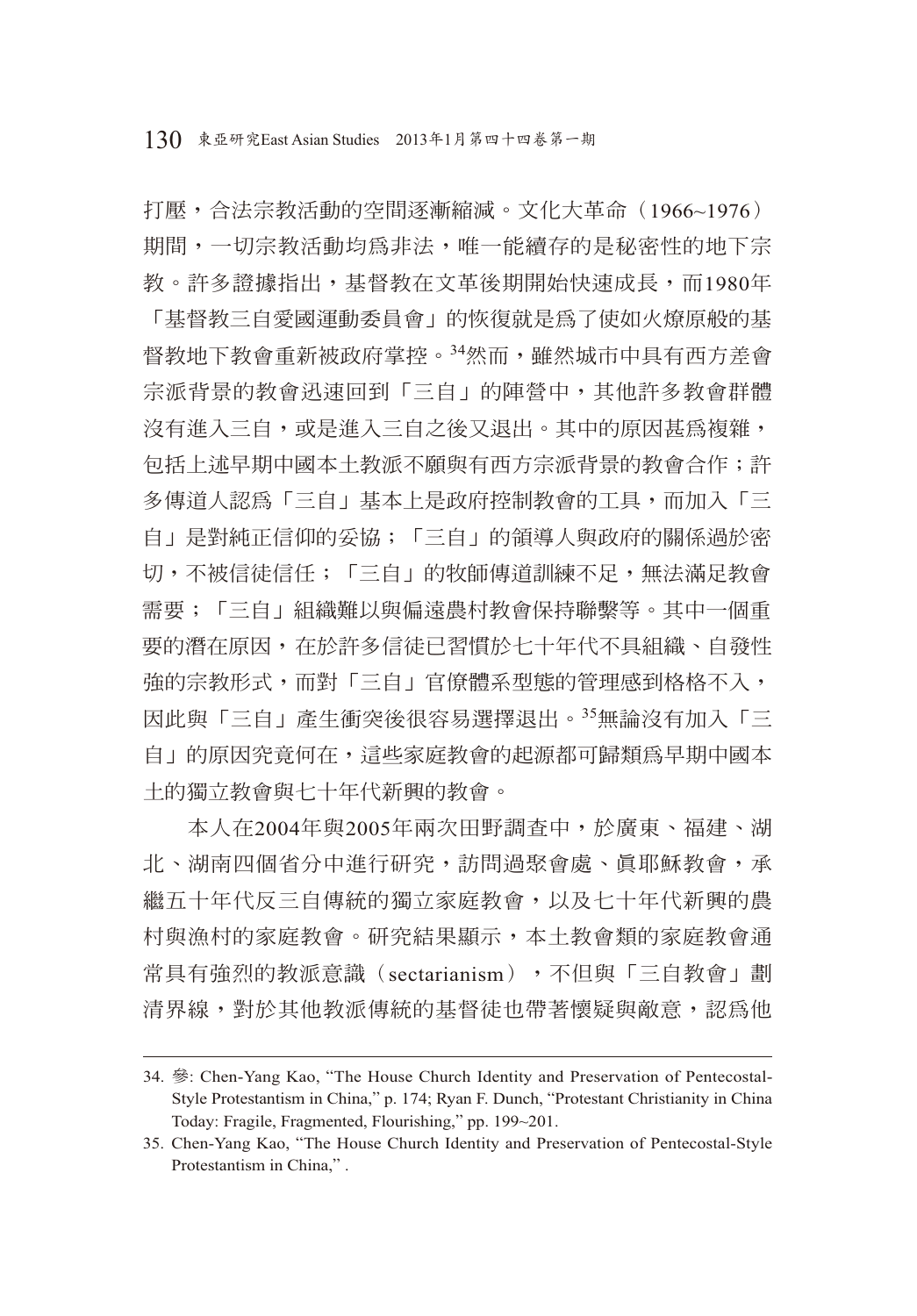打壓，合法宗教活動的空間逐漸縮減。文化大革命（1966~1976）期間，一切宗教活動均為非法，唯一能續存的是秘密性的地下宗教。許多證據指出，基督教在文革後期開始快速成長，而1980年「基督教三自愛國運動委員會」的恢復就是為了使如火燎原般的基督教地下教會重新被政府掌控。[34]然而，雖然城市中具有西方差會宗派背景的教會迅速回到「三自」的陣營中，其他許多教會群體沒有進入三自，或是進入三自之後又退出。其中的原因甚為複雜，包括上述早期中國本土教派不願與有西方宗派背景的教會合作；許多傳道人認為「三自」基本上是政府控制教會的工具，而加入「三自」是對純正信仰的妥協；「三自」的領導人與政府的關係過於密切，不被信徒信任；「三自」的牧師傳道訓練不足，無法滿足教會需要；「三自」組織難以與偏遠農村教會保持聯繫等。其中一個重要的潛在原因，在於許多信徒已習慣於七十年代不具組織、自發性強的宗教形式，而對「三自」官僚體系型態的管理感到格格不入，因此與「三自」產生衝突後很容易選擇退出。[35]無論沒有加入「三自」的原因究竟何在，這些家庭教會的起源都可歸類為早期中國本土的獨立教會與七十年代新興的教會。

本人在2004年與2005年兩次田野調查中，於廣東、福建、湖北、湖南四個省分中進行研究，訪問過聚會處、真耶穌教會，承繼五十年代反三自傳統的獨立家庭教會，以及七十年代新興的農村與漁村的家庭教會。研究結果顯示，本土教會類的家庭教會通常具有強烈的教派意識（sectarianism），不但與「三自教會」劃清界線，對於其他教派傳統的基督徒也帶著懷疑與敵意，認為他

---

34. 參: Chen-Yang Kao, "The House Church Identity and Preservation of Pentecostal-Style Protestantism in China," p. 174; Ryan F. Dunch, "Protestant Christianity in China Today: Fragile, Fragmented, Flourishing," pp. 199~201.

35. Chen-Yang Kao, "The House Church Identity and Preservation of Pentecostal-Style Protestantism in China," .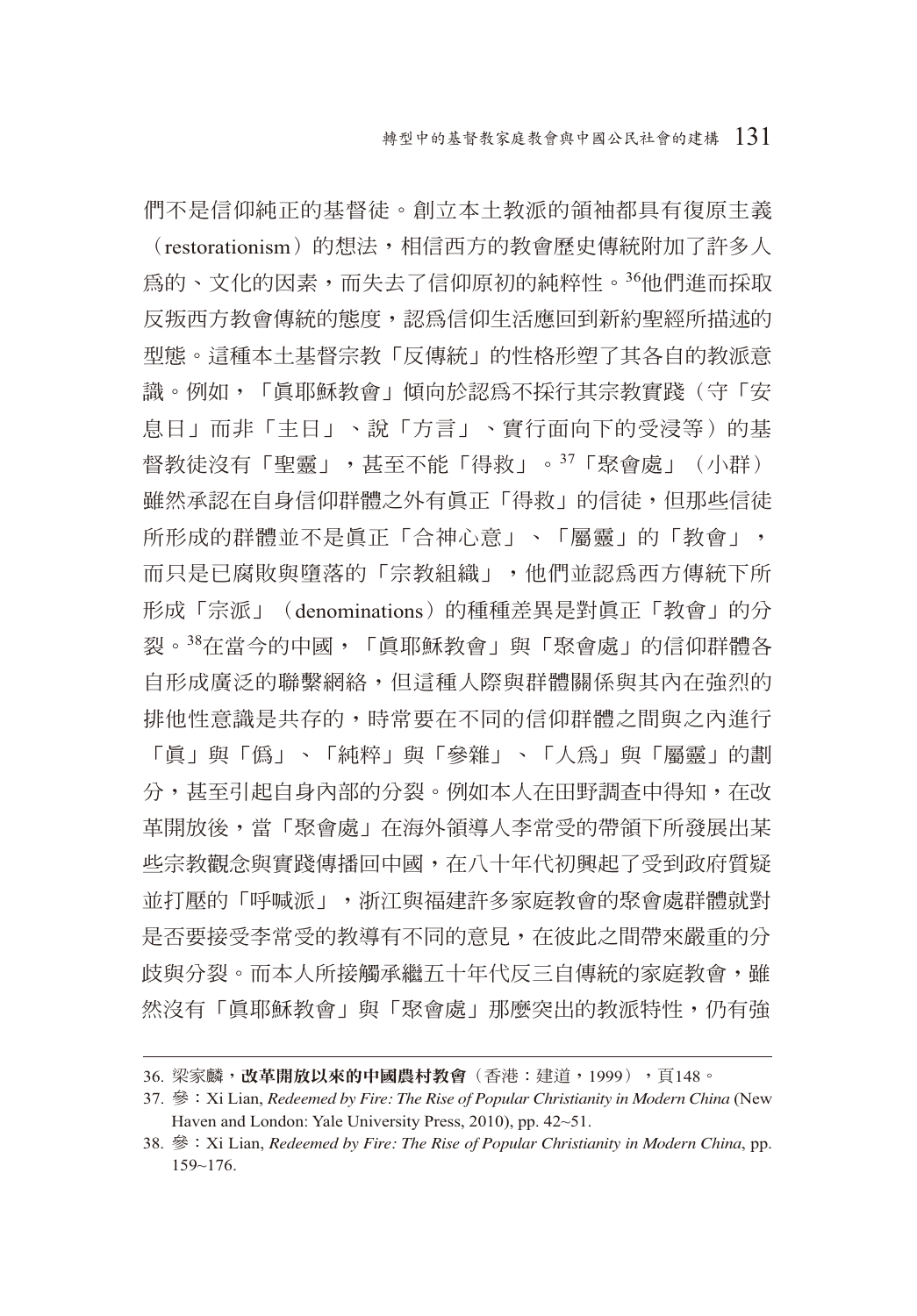們不是信仰純正的基督徒。創立本土教派的領袖都具有復原主義（restorationism）的想法，相信西方的教會歷史傳統附加了許多人為的、文化的因素，而失去了信仰原初的純粹性。[36]他們進而採取反叛西方教會傳統的態度，認為信仰生活應回到新約聖經所描述的型態。這種本土基督宗教「反傳統」的性格形塑了其各自的教派意識。例如，「真耶穌教會」傾向於認為不採行其宗教實踐（守「安息日」而非「主日」、說「方言」、實行面向下的受浸等）的基督教徒沒有「聖靈」，甚至不能「得救」。[37]「聚會處」（小群）雖然承認在自身信仰群體之外有真正「得救」的信徒，但那些信徒所形成的群體並不是真正「合神心意」、「屬靈」的「教會」，而只是已腐敗與墮落的「宗教組織」，他們並認為西方傳統下所形成「宗派」（denominations）的種種差異是對真正「教會」的分裂。[38]在當今的中國，「真耶穌教會」與「聚會處」的信仰群體各自形成廣泛的聯繫網絡，但這種人際與群體關係與其內在強烈的排他性意識是共存的，時常要在不同的信仰群體之間與之內進行「真」與「偽」、「純粹」與「參雜」、「人為」與「屬靈」的劃分，甚至引起自身內部的分裂。例如本人在田野調查中得知，在改革開放後，當「聚會處」在海外領導人李常受的帶領下所發展出某些宗教觀念與實踐傳播回中國，在八十年代初興起了受到政府質疑並打壓的「呼喊派」，浙江與福建許多家庭教會的聚會處群體就對是否要接受李常受的教導有不同的意見，在彼此之間帶來嚴重的分歧與分裂。而本人所接觸承繼五十年代反三自傳統的家庭教會，雖然沒有「真耶穌教會」與「聚會處」那麼突出的教派特性，仍有強

---

36. 梁家麟，**改革開放以來的中國農村教會**（香港：建道，1999），頁148。

37. 參：Xi Lian, *Redeemed by Fire: The Rise of Popular Christianity in Modern China* (New Haven and London: Yale University Press, 2010), pp. 42~51.

38. 參：Xi Lian, *Redeemed by Fire: The Rise of Popular Christianity in Modern China*, pp. 159~176.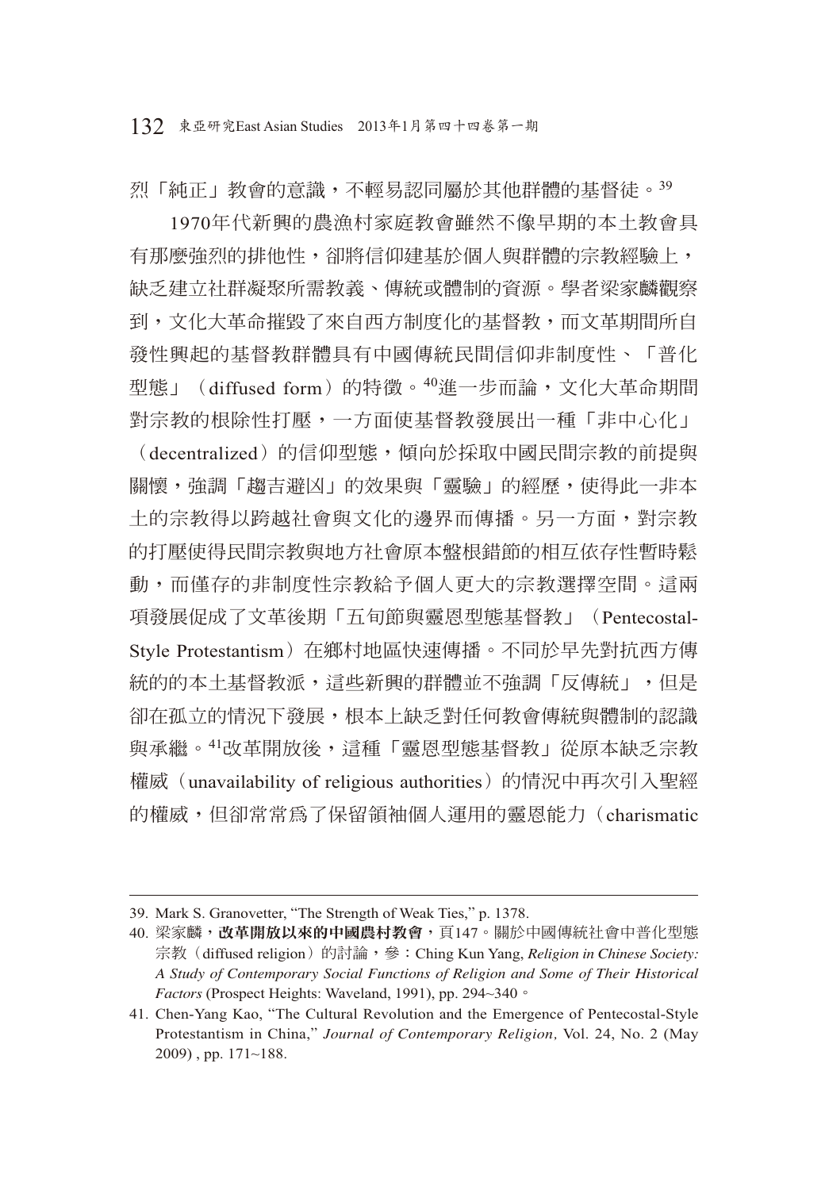烈「純正」教會的意識，不輕易認同屬於其他群體的基督徒。[39]

1970年代新興的農漁村家庭教會雖然不像早期的本土教會具有那麼強烈的排他性，卻將信仰建基於個人與群體的宗教經驗上，缺乏建立社群凝聚所需教義、傳統或體制的資源。學者梁家麟觀察到，文化大革命摧毀了來自西方制度化的基督教，而文革期間所自發性興起的基督教群體具有中國傳統民間信仰非制度性、「普化型態」（diffused form）的特徵。[40]進一步而論，文化大革命期間對宗教的根除性打壓，一方面使基督教發展出一種「非中心化」（decentralized）的信仰型態，傾向於採取中國民間宗教的前提與關懷，強調「趨吉避凶」的效果與「靈驗」的經歷，使得此一非本土的宗教得以跨越社會與文化的邊界而傳播。另一方面，對宗教的打壓使得民間宗教與地方社會原本盤根錯節的相互依存性暫時鬆動，而僅存的非制度性宗教給予個人更大的宗教選擇空間。這兩項發展促成了文革後期「五旬節與靈恩型態基督教」（Pentecostal-Style Protestantism）在鄉村地區快速傳播。不同於早先對抗西方傳統的的本土基督教派，這些新興的群體並不強調「反傳統」，但是卻在孤立的情況下發展，根本上缺乏對任何教會傳統與體制的認識與承繼。[41]改革開放後，這種「靈恩型態基督教」從原本缺乏宗教權威（unavailability of religious authorities）的情況中再次引入聖經的權威，但卻常常為了保留領袖個人運用的靈恩能力（charismatic

---

39. Mark S. Granovetter, "The Strength of Weak Ties," p. 1378.

40. 梁家麟，**改革開放以來的中國農村教會**，頁147。關於中國傳統社會中普化型態宗教（diffused religion）的討論，參：Ching Kun Yang, *Religion in Chinese Society: A Study of Contemporary Social Functions of Religion and Some of Their Historical Factors* (Prospect Heights: Waveland, 1991), pp. 294~340。

41. Chen-Yang Kao, "The Cultural Revolution and the Emergence of Pentecostal-Style Protestantism in China," *Journal of Contemporary Religion,* Vol. 24, No. 2 (May 2009) , pp. 171~188.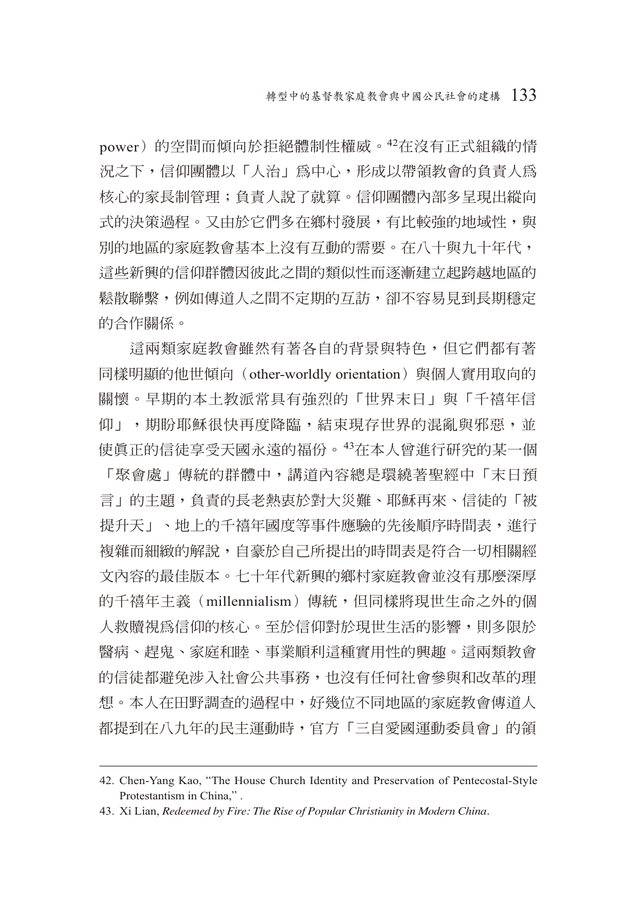power）的空間而傾向於拒絕體制性權威。[42]在沒有正式組織的情況之下，信仰團體以「人治」爲中心，形成以帶領教會的負責人爲核心的家長制管理；負責人說了就算。信仰團體內部多呈現出縱向式的決策過程。又由於它們多在鄉村發展，有比較強的地域性，與別的地區的家庭教會基本上沒有互動的需要。在八十與九十年代，這些新興的信仰群體因彼此之間的類似性而逐漸建立起跨越地區的鬆散聯繫，例如傳道人之間不定期的互訪，卻不容易見到長期穩定的合作關係。

這兩類家庭教會雖然有著各自的背景與特色，但它們都有著同樣明顯的他世傾向（other-worldly orientation）與個人實用取向的關懷。早期的本土教派常具有強烈的「世界末日」與「千禧年信仰」，期盼耶穌很快再度降臨，結束現存世界的混亂與邪惡，並使眞正的信徒享受天國永遠的福份。[43]在本人曾進行研究的某一個「聚會處」傳統的群體中，講道內容總是環繞著聖經中「末日預言」的主題，負責的長老熱衷於對大災難、耶穌再來、信徒的「被提升天」、地上的千禧年國度等事件應驗的先後順序時間表，進行複雜而細緻的解說，自豪於自己所提出的時間表是符合一切相關經文內容的最佳版本。七十年代新興的鄉村家庭教會並沒有那麼深厚的千禧年主義（millennialism）傳統，但同樣將現世生命之外的個人救贖視爲信仰的核心。至於信仰對於現世生活的影響，則多限於醫病、趕鬼、家庭和睦、事業順利這種實用性的興趣。這兩類教會的信徒都避免涉入社會公共事務，也沒有任何社會參與和改革的理想。本人在田野調查的過程中，好幾位不同地區的家庭教會傳道人都提到在八九年的民主運動時，官方「三自愛國運動委員會」的領

---

42. Chen-Yang Kao, "The House Church Identity and Preservation of Pentecostal-Style Protestantism in China," .

43. Xi Lian, *Redeemed by Fire: The Rise of Popular Christianity in Modern China*.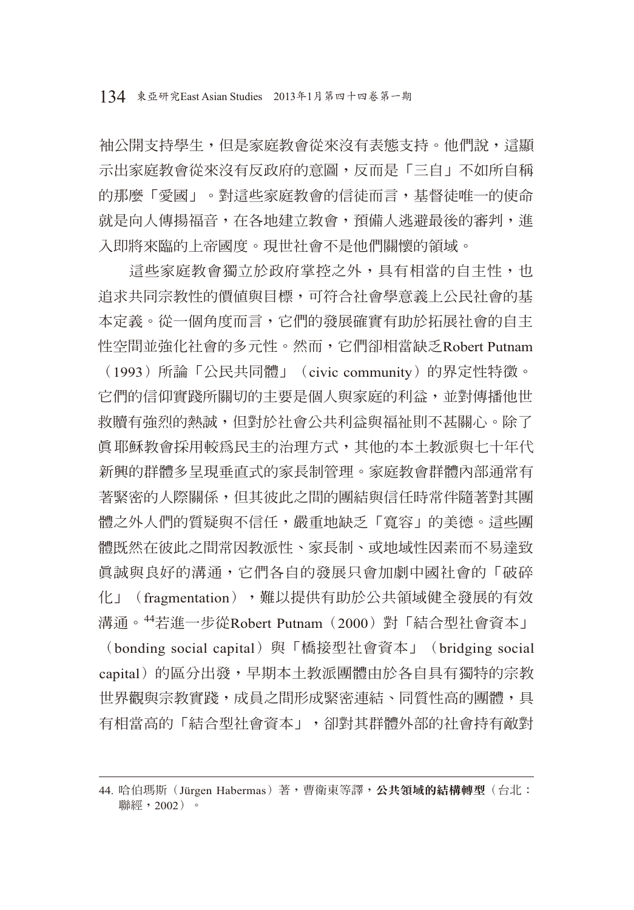袖公開支持學生，但是家庭教會從來沒有表態支持。他們說，這顯示出家庭教會從來沒有反政府的意圖，反而是「三自」不如所自稱的那麼「愛國」。對這些家庭教會的信徒而言，基督徒唯一的使命就是向人傳揚福音，在各地建立教會，預備人逃避最後的審判，進入即將來臨的上帝國度。現世社會不是他們關懷的領域。

這些家庭教會獨立於政府掌控之外，具有相當的自主性，也追求共同宗教性的價值與目標，可符合社會學意義上公民社會的基本定義。從一個角度而言，它們的發展確實有助於拓展社會的自主性空間並強化社會的多元性。然而，它們卻相當缺乏Robert Putnam（1993）所論「公民共同體」（civic community）的界定性特徵。它們的信仰實踐所關切的主要是個人與家庭的利益，並對傳播他世救贖有強烈的熱誠，但對於社會公共利益與福祉則不甚關心。除了眞耶穌教會採用較為民主的治理方式，其他的本土教派與七十年代新興的群體多呈現垂直式的家長制管理。家庭教會群體內部通常有著緊密的人際關係，但其彼此之間的團結與信任時常伴隨著對其團體之外人們的質疑與不信任，嚴重地缺乏「寬容」的美德。這些團體既然在彼此之間常因教派性、家長制、或地域性因素而不易達致眞誠與良好的溝通，它們各自的發展只會加劇中國社會的「破碎化」（fragmentation），難以提供有助於公共領域健全發展的有效溝通。[44]若進一步從Robert Putnam（2000）對「結合型社會資本」（bonding social capital）與「橋接型社會資本」（bridging social capital）的區分出發，早期本土教派團體由於各自具有獨特的宗教世界觀與宗教實踐，成員之間形成緊密連結、同質性高的團體，具有相當高的「結合型社會資本」，卻對其群體外部的社會持有敵對

---

44. 哈伯瑪斯（Jürgen Habermas）著，曹衛東等譯，**公共領域的結構轉型**（台北：聯經，2002）。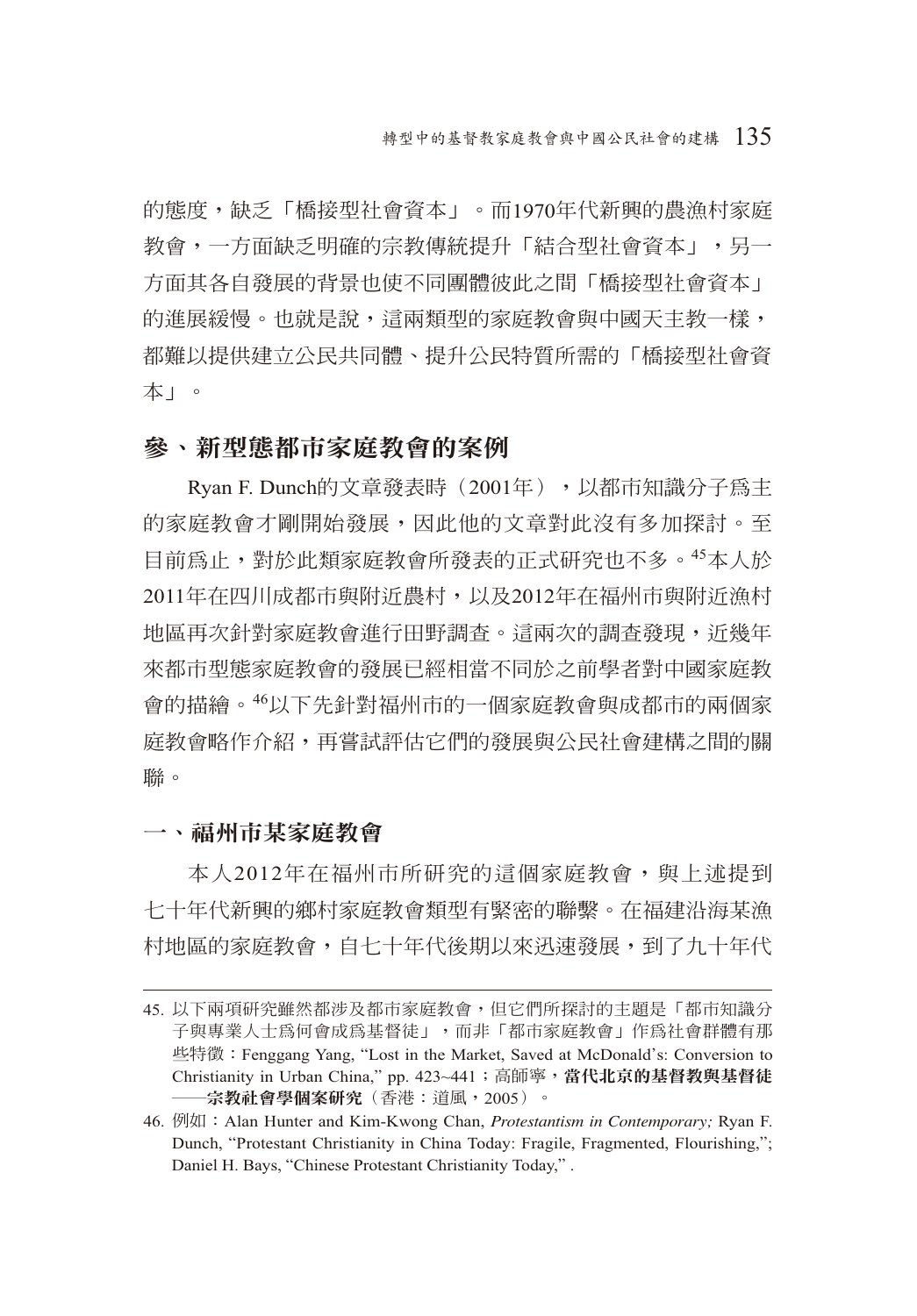的態度，缺乏「橋接型社會資本」。而1970年代新興的農漁村家庭教會，一方面缺乏明確的宗教傳統提升「結合型社會資本」，另一方面其各自發展的背景也使不同團體彼此之間「橋接型社會資本」的進展緩慢。也就是說，這兩類型的家庭教會與中國天主教一樣，都難以提供建立公民共同體、提升公民特質所需的「橋接型社會資本」。

## 參、新型態都市家庭教會的案例

Ryan F. Dunch的文章發表時（2001年），以都市知識分子爲主的家庭教會才剛開始發展，因此他的文章對此沒有多加探討。至目前爲止，對於此類家庭教會所發表的正式研究也不多。[45]本人於2011年在四川成都市與附近農村，以及2012年在福州市與附近漁村地區再次針對家庭教會進行田野調查。這兩次的調查發現，近幾年來都市型態家庭教會的發展已經相當不同於之前學者對中國家庭教會的描繪。[46]以下先針對福州市的一個家庭教會與成都市的兩個家庭教會略作介紹，再嘗試評估它們的發展與公民社會建構之間的關聯。

### 一、福州市某家庭教會

本人2012年在福州市所研究的這個家庭教會，與上述提到七十年代新興的鄉村家庭教會類型有緊密的聯繫。在福建沿海某漁村地區的家庭教會，自七十年代後期以來迅速發展，到了九十年代

---

45. 以下兩項研究雖然都涉及都市家庭教會，但它們所探討的主題是「都市知識分子與專業人士爲何會成爲基督徒」，而非「都市家庭教會」作爲社會群體有那些特徵：Fenggang Yang, "Lost in the Market, Saved at McDonald's: Conversion to Christianity in Urban China," pp. 423~441；高師寧，**當代北京的基督教與基督徒——宗教社會學個案研究**（香港：道風，2005）。

46. 例如：Alan Hunter and Kim-Kwong Chan, *Protestantism in Contemporary;* Ryan F. Dunch, "Protestant Christianity in China Today: Fragile, Fragmented, Flourishing,"; Daniel H. Bays, "Chinese Protestant Christianity Today," .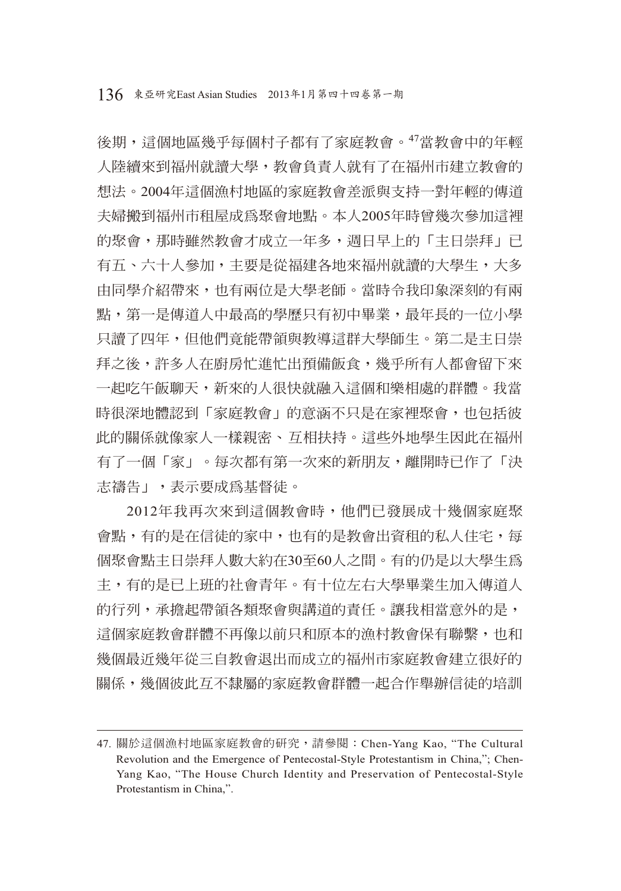後期，這個地區幾乎每個村子都有了家庭教會。[47]當教會中的年輕人陸續來到福州就讀大學，教會負責人就有了在福州市建立教會的想法。2004年這個漁村地區的家庭教會差派與支持一對年輕的傳道夫婦搬到福州市租屋成爲聚會地點。本人2005年時曾幾次參加這裡的聚會，那時雖然教會才成立一年多，週日早上的「主日崇拜」已有五、六十人參加，主要是從福建各地來福州就讀的大學生，大多由同學介紹帶來，也有兩位是大學老師。當時令我印象深刻的有兩點，第一是傳道人中最高的學歷只有初中畢業，最年長的一位小學只讀了四年，但他們竟能帶領與教導這群大學師生。第二是主日崇拜之後，許多人在廚房忙進忙出預備飯食，幾乎所有人都會留下來一起吃午飯聊天，新來的人很快就融入這個和樂相處的群體。我當時很深地體認到「家庭教會」的意涵不只是在家裡聚會，也包括彼此的關係就像家人一樣親密、互相扶持。這些外地學生因此在福州有了一個「家」。每次都有第一次來的新朋友，離開時已作了「決志禱告」，表示要成爲基督徒。

2012年我再次來到這個教會時，他們已發展成十幾個家庭聚會點，有的是在信徒的家中，也有的是教會出資租的私人住宅，每個聚會點主日崇拜人數大約在30至60人之間。有的仍是以大學生爲主，有的是已上班的社會青年。有十位左右大學畢業生加入傳道人的行列，承擔起帶領各類聚會與講道的責任。讓我相當意外的是，這個家庭教會群體不再像以前只和原本的漁村教會保有聯繫，也和幾個最近幾年從三自教會退出而成立的福州市家庭教會建立很好的關係，幾個彼此互不隸屬的家庭教會群體一起合作舉辦信徒的培訓

47. 關於這個漁村地區家庭教會的研究，請參閱：Chen-Yang Kao, "The Cultural Revolution and the Emergence of Pentecostal-Style Protestantism in China,"; Chen-Yang Kao, "The House Church Identity and Preservation of Pentecostal-Style Protestantism in China,".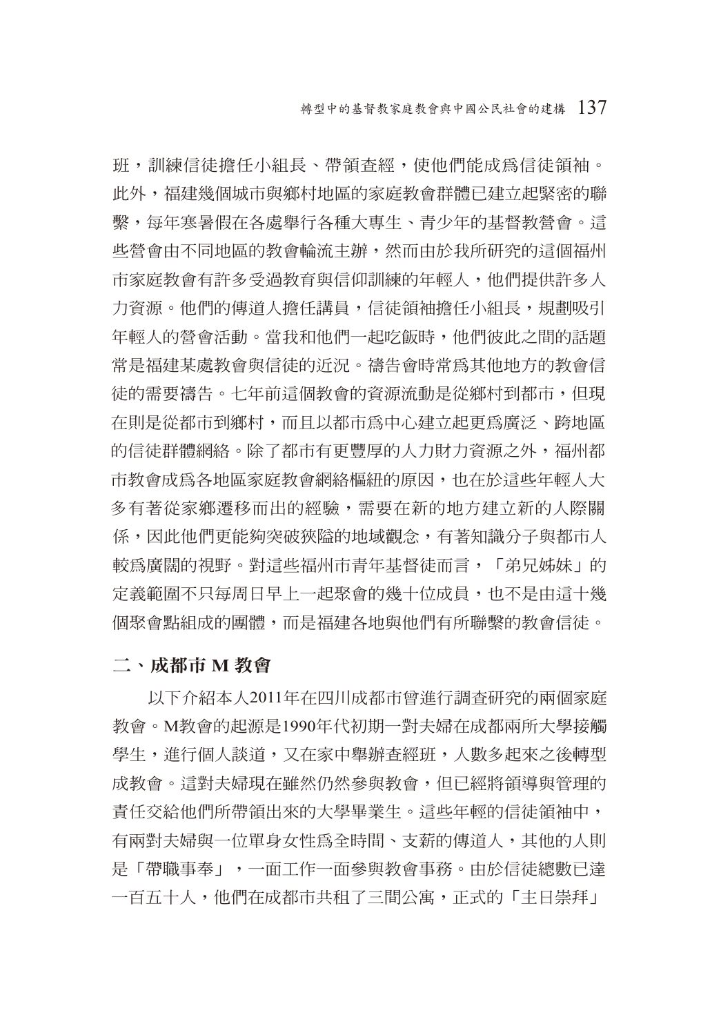班，訓練信徒擔任小組長、帶領查經，使他們能成爲信徒領袖。此外，福建幾個城市與鄉村地區的家庭教會群體已建立起緊密的聯繫，每年寒暑假在各處舉行各種大專生、青少年的基督教營會。這些營會由不同地區的教會輪流主辦，然而由於我所研究的這個福州市家庭教會有許多受過教育與信仰訓練的年輕人，他們提供許多人力資源。他們的傳道人擔任講員，信徒領袖擔任小組長，規劃吸引年輕人的營會活動。當我和他們一起吃飯時，他們彼此之間的話題常是福建某處教會與信徒的近況。禱告會時常爲其他地方的教會信徒的需要禱告。七年前這個教會的資源流動是從鄉村到都市，但現在則是從都市到鄉村，而且以都市爲中心建立起更爲廣泛、跨地區的信徒群體網絡。除了都市有更豐厚的人力財力資源之外，福州都市教會成爲各地區家庭教會網絡樞紐的原因，也在於這些年輕人大多有著從家鄉遷移而出的經驗，需要在新的地方建立新的人際關係，因此他們更能夠突破狹隘的地域觀念，有著知識分子與都市人較爲廣闊的視野。對這些福州市青年基督徒而言，「弟兄姊妹」的定義範圍不只每周日早上一起聚會的幾十位成員，也不是由這十幾個聚會點組成的團體，而是福建各地與他們有所聯繫的教會信徒。

## 二、成都市 M 教會

以下介紹本人2011年在四川成都市曾進行調查研究的兩個家庭教會。M教會的起源是1990年代初期一對夫婦在成都兩所大學接觸學生，進行個人談道，又在家中舉辦查經班，人數多起來之後轉型成教會。這對夫婦現在雖然仍然參與教會，但已經將領導與管理的責任交給他們所帶領出來的大學畢業生。這些年輕的信徒領袖中，有兩對夫婦與一位單身女性爲全時間、支薪的傳道人，其他的人則是「帶職事奉」，一面工作一面參與教會事務。由於信徒總數已達一百五十人，他們在成都市共租了三間公寓，正式的「主日崇拜」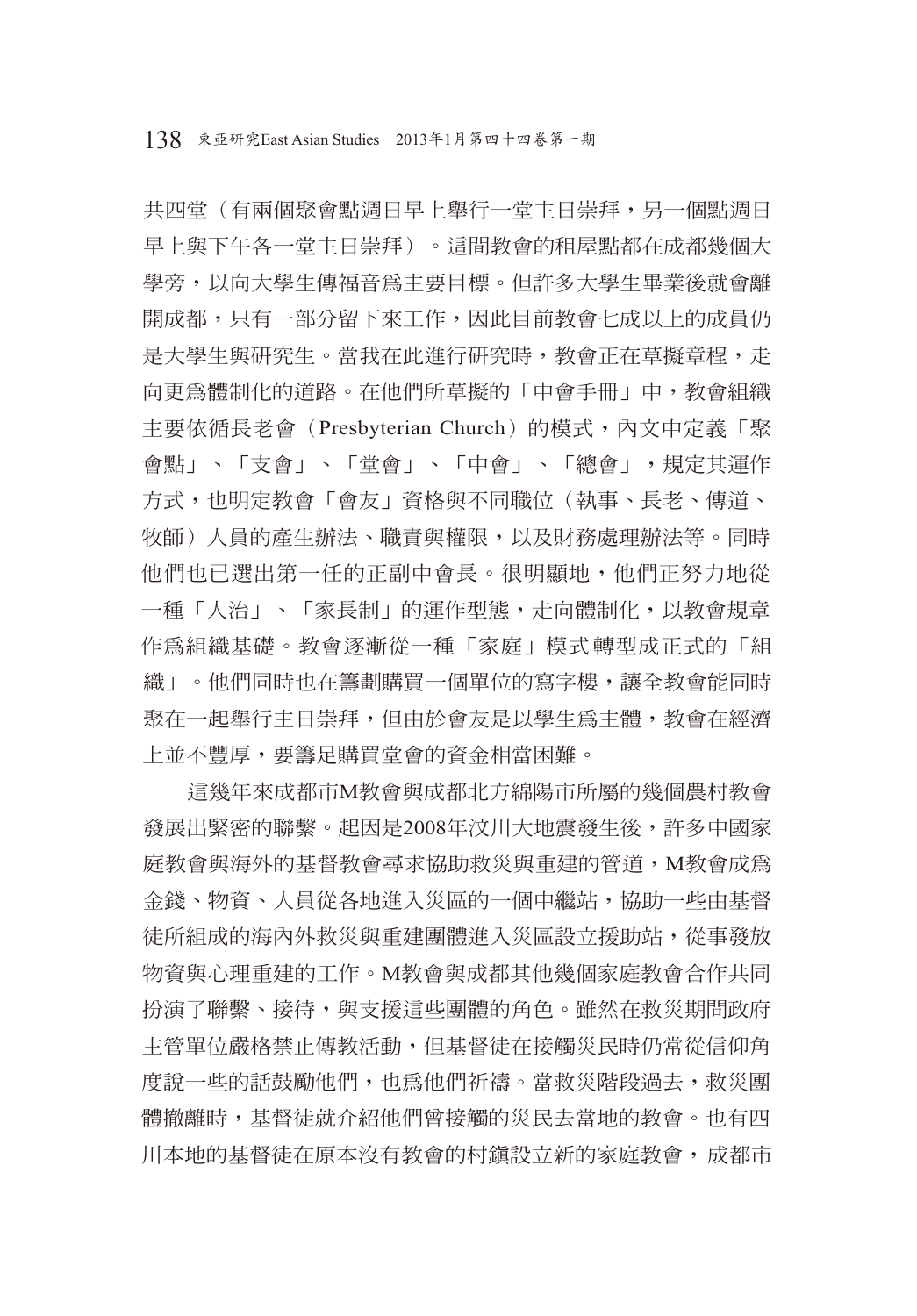共四堂（有兩個聚會點週日早上舉行一堂主日崇拜，另一個點週日早上與下午各一堂主日崇拜）。這間教會的租屋點都在成都幾個大學旁，以向大學生傳福音爲主要目標。但許多大學生畢業後就會離開成都，只有一部分留下來工作，因此目前教會七成以上的成員仍是大學生與研究生。當我在此進行研究時，教會正在草擬章程，走向更爲體制化的道路。在他們所草擬的「中會手冊」中，教會組織主要依循長老會（Presbyterian Church）的模式，內文中定義「聚會點」、「支會」、「堂會」、「中會」、「總會」，規定其運作方式，也明定教會「會友」資格與不同職位（執事、長老、傳道、牧師）人員的產生辦法、職責與權限，以及財務處理辦法等。同時他們也已選出第一任的正副中會長。很明顯地，他們正努力地從一種「人治」、「家長制」的運作型態，走向體制化，以教會規章作爲組織基礎。教會逐漸從一種「家庭」模式轉型成正式的「組織」。他們同時也在籌劃購買一個單位的寫字樓，讓全教會能同時聚在一起舉行主日崇拜，但由於會友是以學生爲主體，教會在經濟上並不豐厚，要籌足購買堂會的資金相當困難。

這幾年來成都市M教會與成都北方綿陽市所屬的幾個農村教會發展出緊密的聯繫。起因是2008年汶川大地震發生後，許多中國家庭教會與海外的基督教會尋求協助救災與重建的管道，M教會成爲金錢、物資、人員從各地進入災區的一個中繼站，協助一些由基督徒所組成的海內外救災與重建團體進入災區設立援助站，從事發放物資與心理重建的工作。M教會與成都其他幾個家庭教會合作共同扮演了聯繫、接待，與支援這些團體的角色。雖然在救災期間政府主管單位嚴格禁止傳教活動，但基督徒在接觸災民時仍常從信仰角度說一些的話鼓勵他們，也爲他們祈禱。當救災階段過去，救災團體撤離時，基督徒就介紹他們曾接觸的災民去當地的教會。也有四川本地的基督徒在原本沒有教會的村鎮設立新的家庭教會，成都市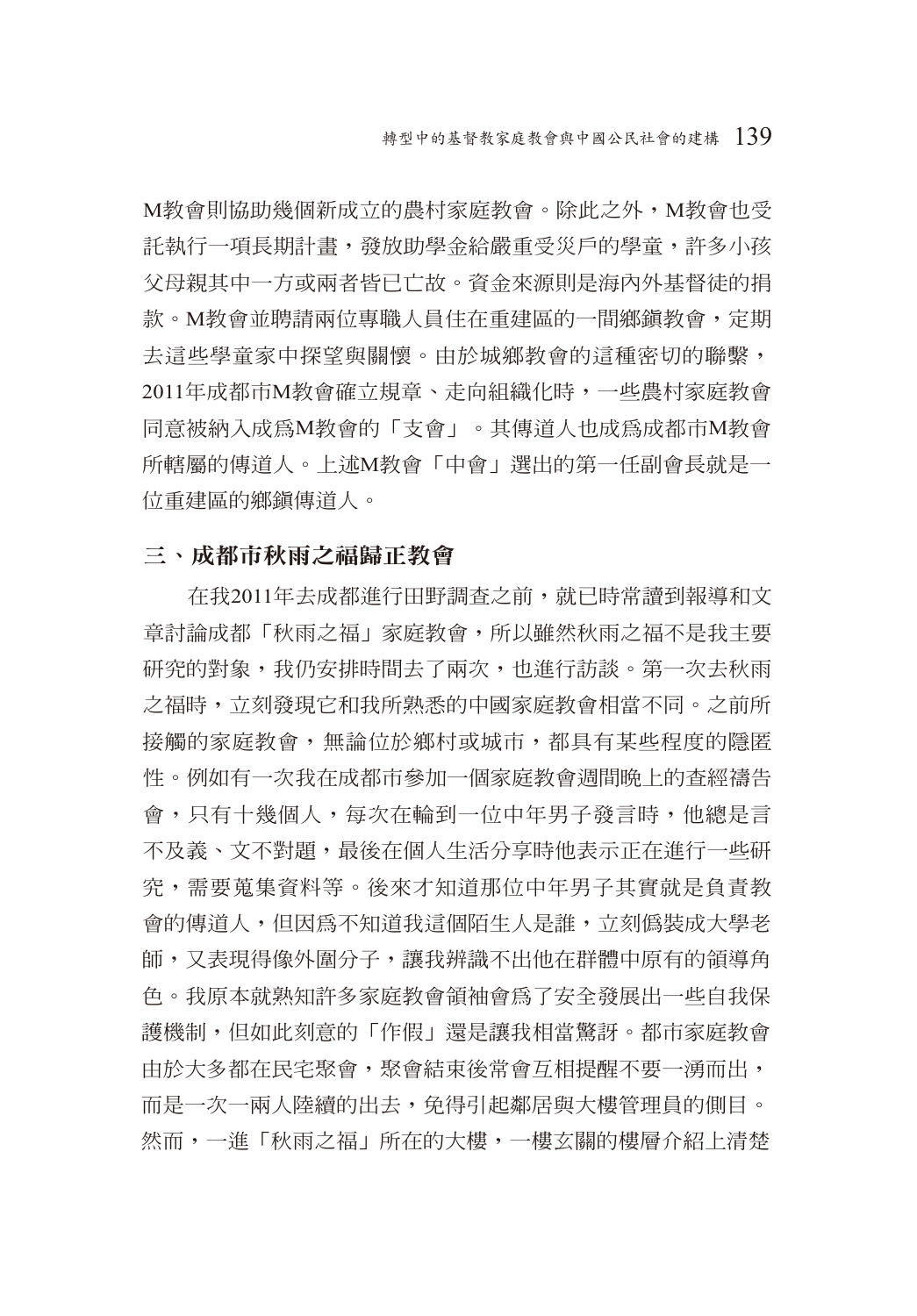M教會則協助幾個新成立的農村家庭教會。除此之外，M教會也受託執行一項長期計畫，發放助學金給嚴重受災戶的學童，許多小孩父母親其中一方或兩者皆已亡故。資金來源則是海內外基督徒的捐款。M教會並聘請兩位專職人員住在重建區的一間鄉鎮教會，定期去這些學童家中探望與關懷。由於城鄉教會的這種密切的聯繫，2011年成都市M教會確立規章、走向組織化時，一些農村家庭教會同意被納入成爲M教會的「支會」。其傳道人也成爲成都市M教會所轄屬的傳道人。上述M教會「中會」選出的第一任副會長就是一位重建區的鄉鎮傳道人。

## 三、成都市秋雨之福歸正教會

在我2011年去成都進行田野調查之前，就已時常讀到報導和文章討論成都「秋雨之福」家庭教會，所以雖然秋雨之福不是我主要研究的對象，我仍安排時間去了兩次，也進行訪談。第一次去秋雨之福時，立刻發現它和我所熟悉的中國家庭教會相當不同。之前所接觸的家庭教會，無論位於鄉村或城市，都具有某些程度的隱匿性。例如有一次我在成都市參加一個家庭教會週間晚上的查經禱告會，只有十幾個人，每次在輪到一位中年男子發言時，他總是言不及義、文不對題，最後在個人生活分享時他表示正在進行一些研究，需要蒐集資料等。後來才知道那位中年男子其實就是負責教會的傳道人，但因爲不知道我這個陌生人是誰，立刻僞裝成大學老師，又表現得像外圍分子，讓我辨識不出他在群體中原有的領導角色。我原本就熟知許多家庭教會領袖會爲了安全發展出一些自我保護機制，但如此刻意的「作假」還是讓我相當驚訝。都市家庭教會由於大多都在民宅聚會，聚會結束後常會互相提醒不要一湧而出，而是一次一兩人陸續的出去，免得引起鄰居與大樓管理員的側目。然而，一進「秋雨之福」所在的大樓，一樓玄關的樓層介紹上清楚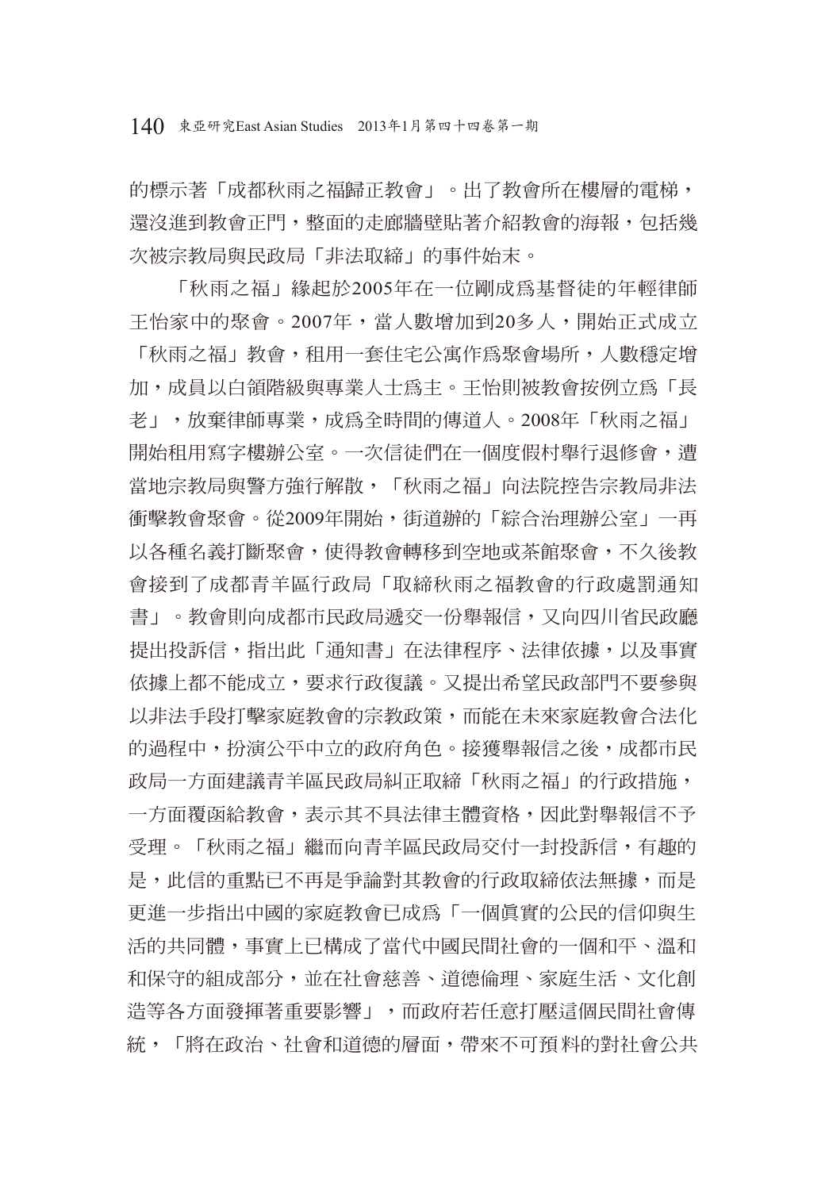的標示著「成都秋雨之福歸正教會」。出了教會所在樓層的電梯，還沒進到教會正門，整面的走廊牆壁貼著介紹教會的海報，包括幾次被宗教局與民政局「非法取締」的事件始末。

「秋雨之福」緣起於2005年在一位剛成爲基督徒的年輕律師王怡家中的聚會。2007年，當人數增加到20多人，開始正式成立「秋雨之福」教會，租用一套住宅公寓作爲聚會場所，人數穩定增加，成員以白領階級與專業人士爲主。王怡則被教會按例立爲「長老」，放棄律師專業，成爲全時間的傳道人。2008年「秋雨之福」開始租用寫字樓辦公室。一次信徒們在一個度假村舉行退修會，遭當地宗教局與警方強行解散，「秋雨之福」向法院控告宗教局非法衝擊教會聚會。從2009年開始，街道辦的「綜合治理辦公室」一再以各種名義打斷聚會，使得教會轉移到空地或茶館聚會，不久後教會接到了成都青羊區行政局「取締秋雨之福教會的行政處罰通知書」。教會則向成都市民政局遞交一份舉報信，又向四川省民政廳提出投訴信，指出此「通知書」在法律程序、法律依據，以及事實依據上都不能成立，要求行政復議。又提出希望民政部門不要參與以非法手段打擊家庭教會的宗教政策，而能在未來家庭教會合法化的過程中，扮演公平中立的政府角色。接獲舉報信之後，成都市民政局一方面建議青羊區民政局糾正取締「秋雨之福」的行政措施，一方面覆函給教會，表示其不具法律主體資格，因此對舉報信不予受理。「秋雨之福」繼而向青羊區民政局交付一封投訴信，有趣的是，此信的重點已不再是爭論對其教會的行政取締依法無據，而是更進一步指出中國的家庭教會已成爲「一個眞實的公民的信仰與生活的共同體，事實上已構成了當代中國民間社會的一個和平、溫和和保守的組成部分，並在社會慈善、道德倫理、家庭生活、文化創造等各方面發揮著重要影響」，而政府若任意打壓這個民間社會傳統，「將在政治、社會和道德的層面，帶來不可預料的對社會公共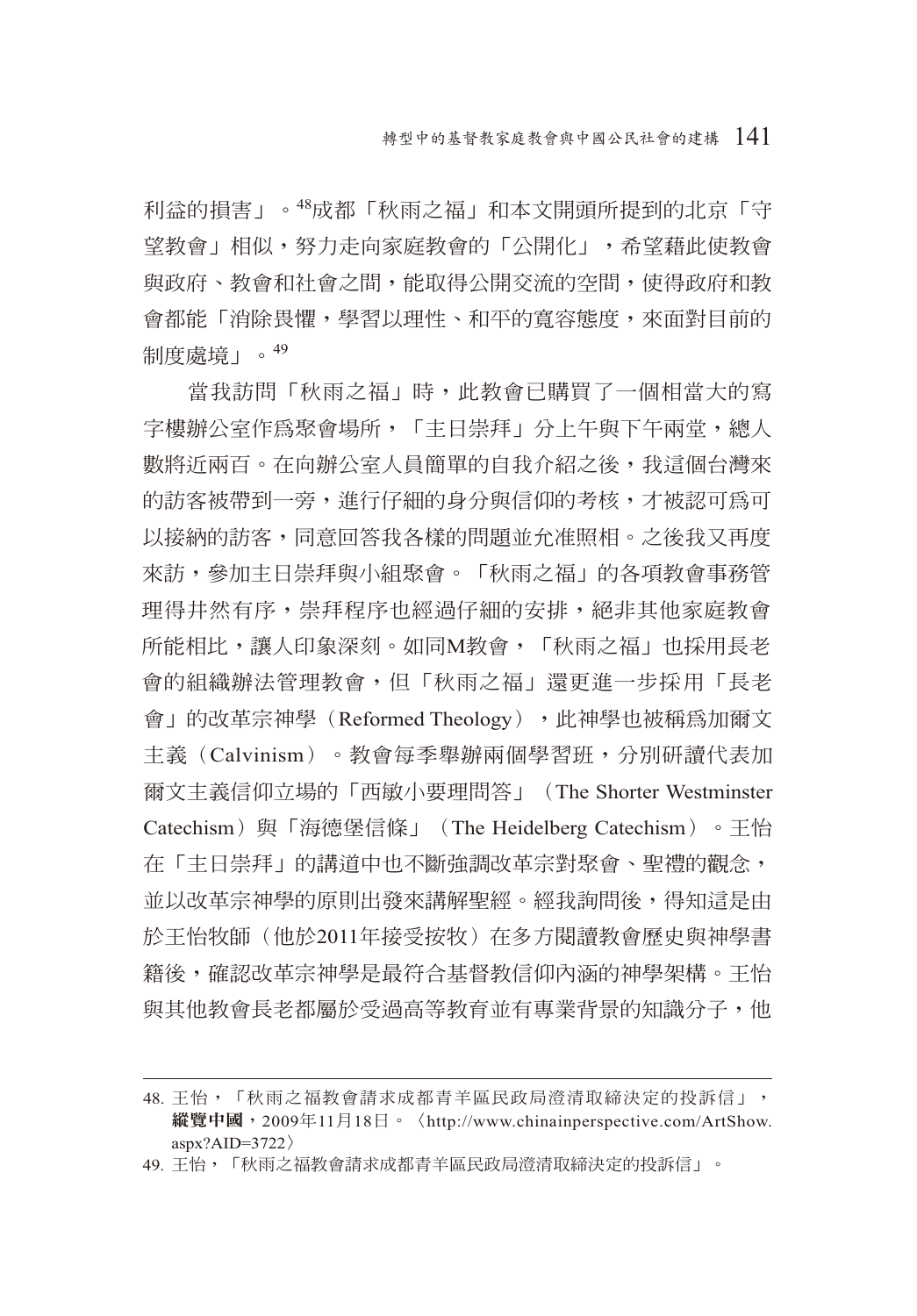利益的損害」。[48]成都「秋雨之福」和本文開頭所提到的北京「守望教會」相似，努力走向家庭教會的「公開化」，希望藉此使教會與政府、教會和社會之間，能取得公開交流的空間，使得政府和教會都能「消除畏懼，學習以理性、和平的寬容態度，來面對目前的制度處境」。[49]

當我訪問「秋雨之福」時，此教會已購買了一個相當大的寫字樓辦公室作爲聚會場所，「主日崇拜」分上午與下午兩堂，總人數將近兩百。在向辦公室人員簡單的自我介紹之後，我這個台灣來的訪客被帶到一旁，進行仔細的身分與信仰的考核，才被認可爲可以接納的訪客，同意回答我各樣的問題並允准照相。之後我又再度來訪，參加主日崇拜與小組聚會。「秋雨之福」的各項教會事務管理得井然有序，崇拜程序也經過仔細的安排，絕非其他家庭教會所能相比，讓人印象深刻。如同M教會，「秋雨之福」也採用長老會的組織辦法管理教會，但「秋雨之福」還更進一步採用「長老會」的改革宗神學（Reformed Theology），此神學也被稱爲加爾文主義（Calvinism）。教會每季舉辦兩個學習班，分別研讀代表加爾文主義信仰立場的「西敏小要理問答」（The Shorter Westminster Catechism）與「海德堡信條」（The Heidelberg Catechism）。王怡在「主日崇拜」的講道中也不斷強調改革宗對聚會、聖禮的觀念，並以改革宗神學的原則出發來講解聖經。經我詢問後，得知這是由於王怡牧師（他於2011年接受按牧）在多方閱讀教會歷史與神學書籍後，確認改革宗神學是最符合基督教信仰內涵的神學架構。王怡與其他教會長老都屬於受過高等教育並有專業背景的知識分子，他

---

48. 王怡，「秋雨之福教會請求成都青羊區民政局澄清取締決定的投訴信」，**縱覽中國**，2009年11月18日。〈http://www.chinainperspective.com/ArtShow.aspx?AID=3722〉

49. 王怡，「秋雨之福教會請求成都青羊區民政局澄清取締決定的投訴信」。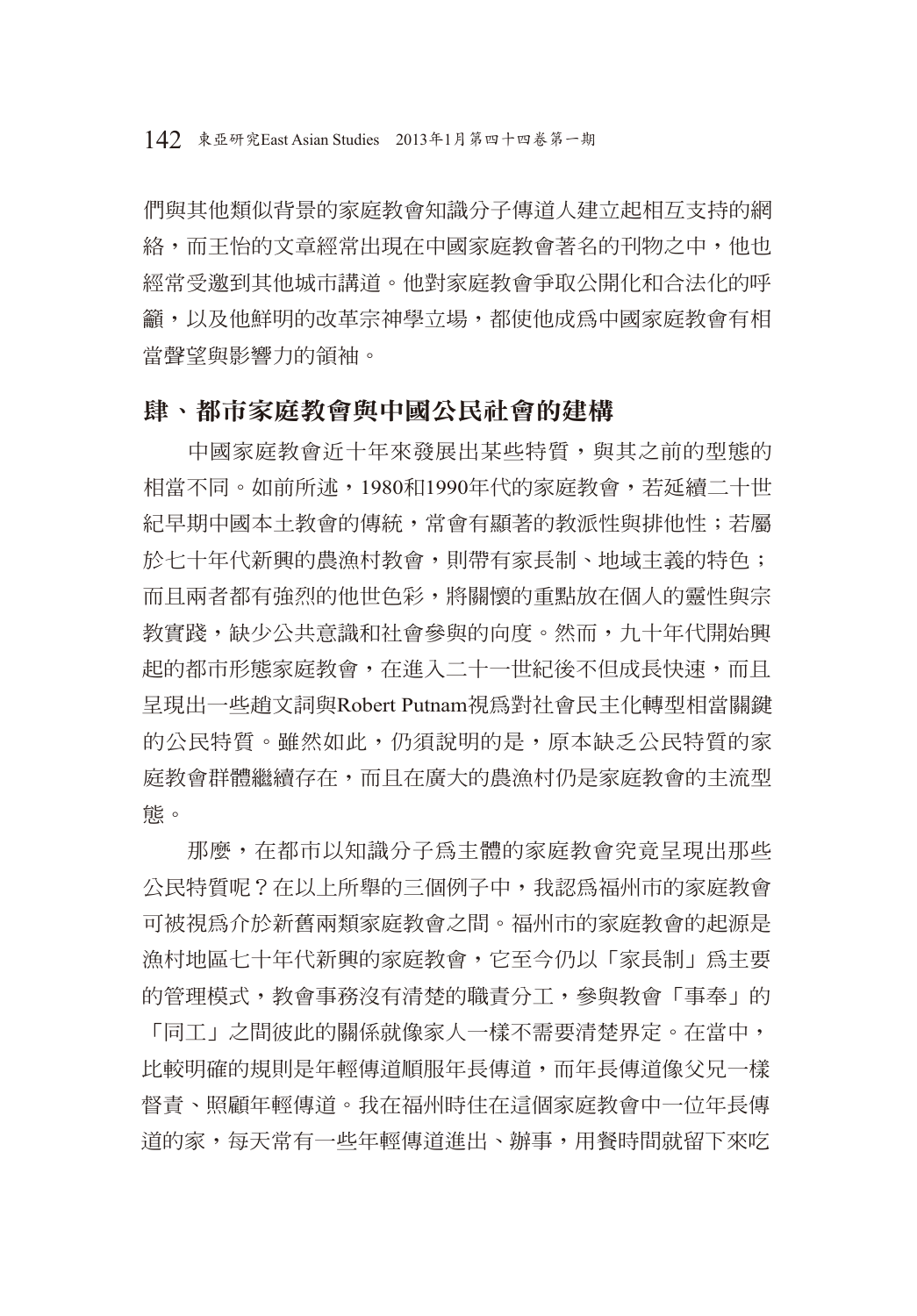們與其他類似背景的家庭教會知識分子傳道人建立起相互支持的網絡，而王怡的文章經常出現在中國家庭教會著名的刊物之中，他也經常受邀到其他城市講道。他對家庭教會爭取公開化和合法化的呼籲，以及他鮮明的改革宗神學立場，都使他成爲中國家庭教會有相當聲望與影響力的領袖。

## 肆、都市家庭教會與中國公民社會的建構

中國家庭教會近十年來發展出某些特質，與其之前的型態的相當不同。如前所述，1980和1990年代的家庭教會，若延續二十世紀早期中國本土教會的傳統，常會有顯著的教派性與排他性；若屬於七十年代新興的農漁村教會，則帶有家長制、地域主義的特色；而且兩者都有強烈的他世色彩，將關懷的重點放在個人的靈性與宗教實踐，缺少公共意識和社會參與的向度。然而，九十年代開始興起的都市形態家庭教會，在進入二十一世紀後不但成長快速，而且呈現出一些趙文詞與Robert Putnam視爲對社會民主化轉型相當關鍵的公民特質。雖然如此，仍須說明的是，原本缺乏公民特質的家庭教會群體繼續存在，而且在廣大的農漁村仍是家庭教會的主流型態。

那麼，在都市以知識分子爲主體的家庭教會究竟呈現出那些公民特質呢？在以上所舉的三個例子中，我認爲福州市的家庭教會可被視爲介於新舊兩類家庭教會之間。福州市的家庭教會的起源是漁村地區七十年代新興的家庭教會，它至今仍以「家長制」爲主要的管理模式，教會事務沒有清楚的職責分工，參與教會「事奉」的「同工」之間彼此的關係就像家人一樣不需要清楚界定。在當中，比較明確的規則是年輕傳道順服年長傳道，而年長傳道像父兄一樣督責、照顧年輕傳道。我在福州時住在這個家庭教會中一位年長傳道的家，每天常有一些年輕傳道進出、辦事，用餐時間就留下來吃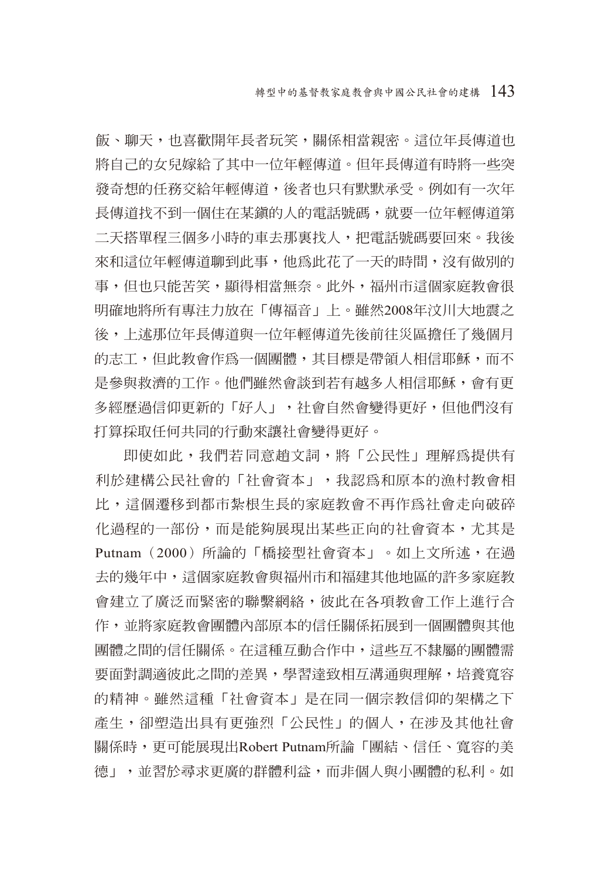飯、聊天，也喜歡開年長者玩笑，關係相當親密。這位年長傳道也將自己的女兒嫁給了其中一位年輕傳道。但年長傳道有時將一些突發奇想的任務交給年輕傳道，後者也只有默默承受。例如有一次年長傳道找不到一個住在某鎮的人的電話號碼，就要一位年輕傳道第二天搭單程三個多小時的車去那裏找人，把電話號碼要回來。我後來和這位年輕傳道聊到此事，他爲此花了一天的時間，沒有做別的事，但也只能苦笑，顯得相當無奈。此外，福州市這個家庭教會很明確地將所有專注力放在「傳福音」上。雖然2008年汶川大地震之後，上述那位年長傳道與一位年輕傳道先後前往災區擔任了幾個月的志工，但此教會作爲一個團體，其目標是帶領人相信耶穌，而不是參與救濟的工作。他們雖然會談到若有越多人相信耶穌，會有更多經歷過信仰更新的「好人」，社會自然會變得更好，但他們沒有打算採取任何共同的行動來讓社會變得更好。

即使如此，我們若同意趙文詞，將「公民性」理解爲提供有利於建構公民社會的「社會資本」，我認爲和原本的漁村教會相比，這個遷移到都市紮根生長的家庭教會不再作爲社會走向破碎化過程的一部份，而是能夠展現出某些正向的社會資本，尤其是Putnam（2000）所論的「橋接型社會資本」。如上文所述，在過去的幾年中，這個家庭教會與福州市和福建其他地區的許多家庭教會建立了廣泛而緊密的聯繫網絡，彼此在各項教會工作上進行合作，並將家庭教會團體內部原本的信任關係拓展到一個團體與其他團體之間的信任關係。在這種互動合作中，這些互不隸屬的團體需要面對調適彼此之間的差異，學習達致相互溝通與理解，培養寬容的精神。雖然這種「社會資本」是在同一個宗教信仰的架構之下產生，卻塑造出具有更強烈「公民性」的個人，在涉及其他社會關係時，更可能展現出Robert Putnam所論「團結、信任、寬容的美德」，並習於尋求更廣的群體利益，而非個人與小團體的私利。如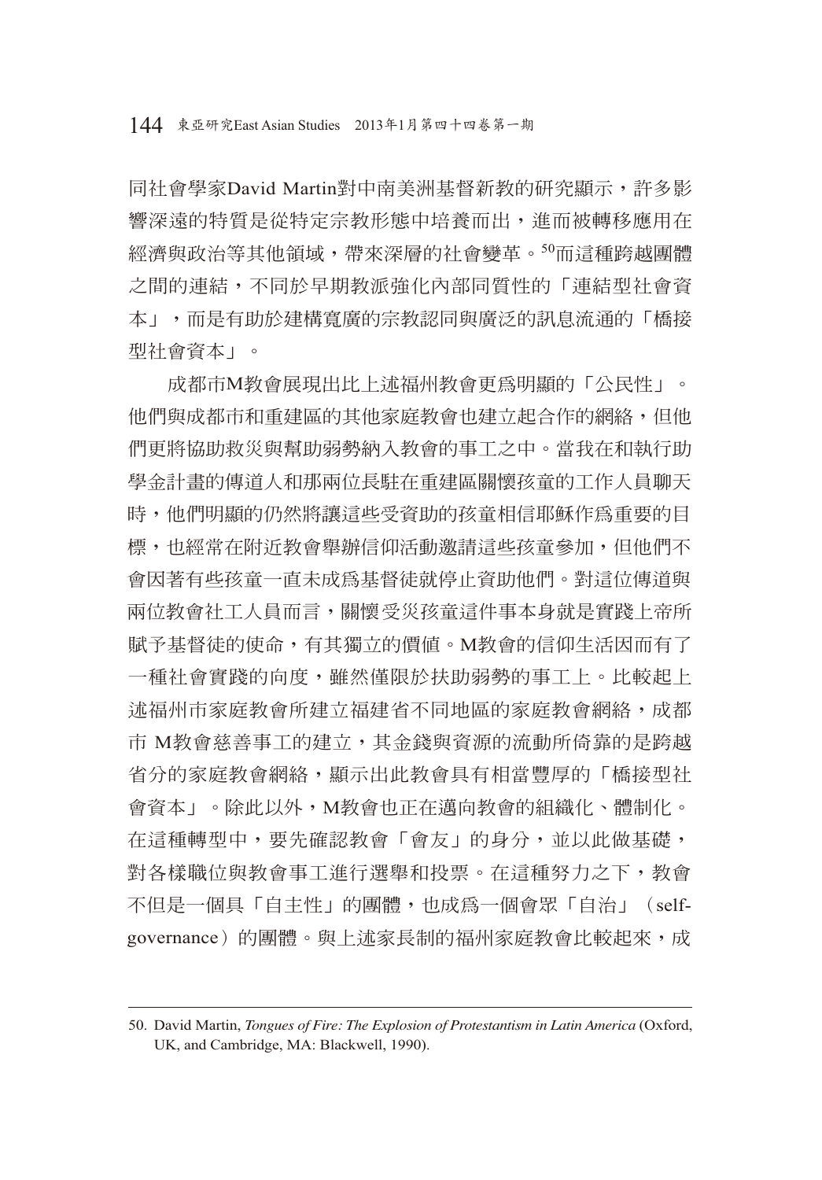同社會學家David Martin對中南美洲基督新教的研究顯示，許多影響深遠的特質是從特定宗教形態中培養而出，進而被轉移應用在經濟與政治等其他領域，帶來深層的社會變革。[50]而這種跨越團體之間的連結，不同於早期教派強化內部同質性的「連結型社會資本」，而是有助於建構寬廣的宗教認同與廣泛的訊息流通的「橋接型社會資本」。

成都市M教會展現出比上述福州教會更爲明顯的「公民性」。他們與成都市和重建區的其他家庭教會也建立起合作的網絡，但他們更將協助救災與幫助弱勢納入教會的事工之中。當我在和執行助學金計畫的傳道人和那兩位長駐在重建區關懷孩童的工作人員聊天時，他們明顯的仍然將讓這些受資助的孩童相信耶穌作爲重要的目標，也經常在附近教會舉辦信仰活動邀請這些孩童參加，但他們不會因著有些孩童一直未成爲基督徒就停止資助他們。對這位傳道與兩位教會社工人員而言，關懷受災孩童這件事本身就是實踐上帝所賦予基督徒的使命，有其獨立的價值。M教會的信仰生活因而有了一種社會實踐的向度，雖然僅限於扶助弱勢的事工上。比較起上述福州市家庭教會所建立福建省不同地區的家庭教會網絡，成都市 M教會慈善事工的建立，其金錢與資源的流動所倚靠的是跨越省分的家庭教會網絡，顯示出此教會具有相當豐厚的「橋接型社會資本」。除此以外，M教會也正在邁向教會的組織化、體制化。在這種轉型中，要先確認教會「會友」的身分，並以此做基礎，對各樣職位與教會事工進行選舉和投票。在這種努力之下，教會不但是一個具「自主性」的團體，也成爲一個會眾「自治」（self-governance）的團體。與上述家長制的福州家庭教會比較起來，成

---

50. David Martin, *Tongues of Fire: The Explosion of Protestantism in Latin America* (Oxford, UK, and Cambridge, MA: Blackwell, 1990).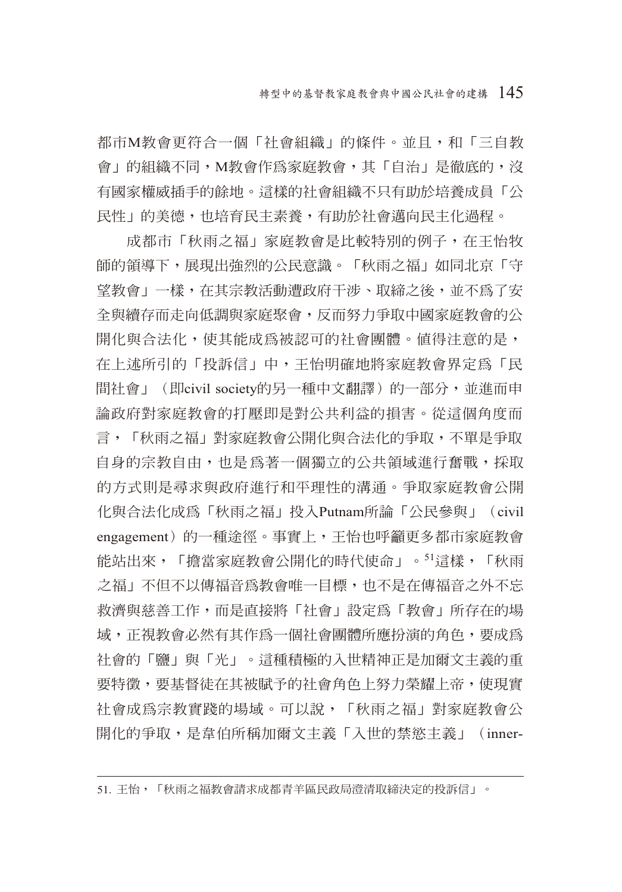都市M教會更符合一個「社會組織」的條件。並且，和「三自教會」的組織不同，M教會作爲家庭教會，其「自治」是徹底的，沒有國家權威插手的餘地。這樣的社會組織不只有助於培養成員「公民性」的美德，也培育民主素養，有助於社會邁向民主化過程。

成都市「秋雨之福」家庭教會是比較特別的例子，在王怡牧師的領導下，展現出強烈的公民意識。「秋雨之福」如同北京「守望教會」一樣，在其宗教活動遭政府干涉、取締之後，並不爲了安全與續存而走向低調與家庭聚會，反而努力爭取中國家庭教會的公開化與合法化，使其能成爲被認可的社會團體。值得注意的是，在上述所引的「投訴信」中，王怡明確地將家庭教會界定爲「民間社會」（即civil society的另一種中文翻譯）的一部分，並進而申論政府對家庭教會的打壓即是對公共利益的損害。從這個角度而言，「秋雨之福」對家庭教會公開化與合法化的爭取，不單是爭取自身的宗教自由，也是爲著一個獨立的公共領域進行奮戰，採取的方式則是尋求與政府進行和平理性的溝通。爭取家庭教會公開化與合法化成爲「秋雨之福」投入Putnam所論「公民參與」（civil engagement）的一種途徑。事實上，王怡也呼籲更多都市家庭教會能站出來，「擔當家庭教會公開化的時代使命」。[51]這樣，「秋雨之福」不但不以傳福音爲教會唯一目標，也不是在傳福音之外不忘救濟與慈善工作，而是直接將「社會」設定爲「教會」所存在的場域，正視教會必然有其作爲一個社會團體所應扮演的角色，要成爲社會的「鹽」與「光」。這種積極的入世精神正是加爾文主義的重要特徵，要基督徒在其被賦予的社會角色上努力榮耀上帝，使現實社會成爲宗教實踐的場域。可以說，「秋雨之福」對家庭教會公開化的爭取，是韋伯所稱加爾文主義「入世的禁慾主義」（inner-

---

51. 王怡，「秋雨之福教會請求成都青羊區民政局澄清取締決定的投訴信」。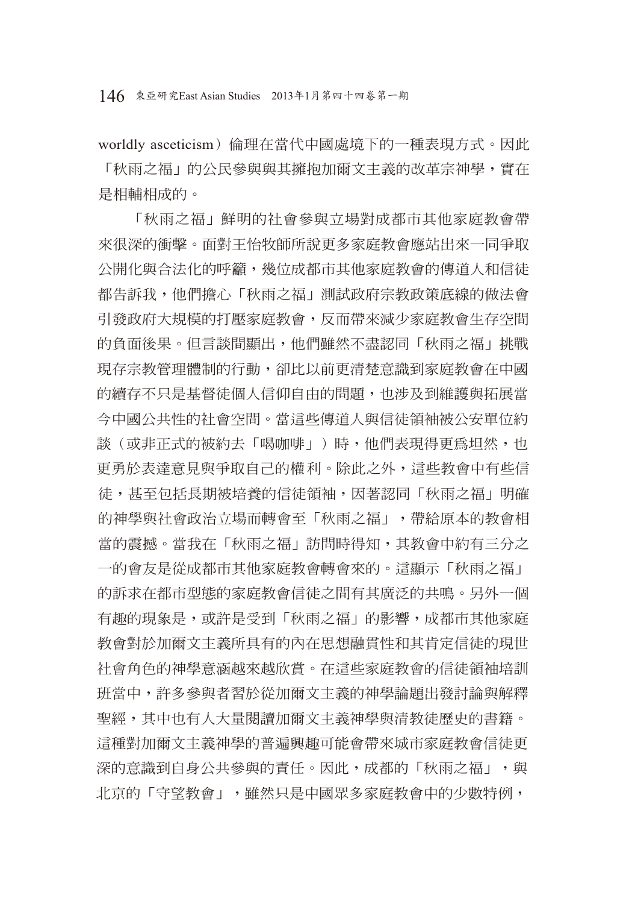worldly asceticism）倫理在當代中國處境下的一種表現方式。因此「秋雨之福」的公民參與與其擁抱加爾文主義的改革宗神學，實在是相輔相成的。

「秋雨之福」鮮明的社會參與立場對成都市其他家庭教會帶來很深的衝擊。面對王怡牧師所說更多家庭教會應站出來一同爭取公開化與合法化的呼籲，幾位成都市其他家庭教會的傳道人和信徒都告訴我，他們擔心「秋雨之福」測試政府宗教政策底線的做法會引發政府大規模的打壓家庭教會，反而帶來減少家庭教會生存空間的負面後果。但言談間顯出，他們雖然不盡認同「秋雨之福」挑戰現存宗教管理體制的行動，卻比以前更清楚意識到家庭教會在中國的續存不只是基督徒個人信仰自由的問題，也涉及到維護與拓展當今中國公共性的社會空間。當這些傳道人與信徒領袖被公安單位約談（或非正式的被約去「喝咖啡」）時，他們表現得更爲坦然，也更勇於表達意見與爭取自己的權利。除此之外，這些教會中有些信徒，甚至包括長期被培養的信徒領袖，因著認同「秋雨之福」明確的神學與社會政治立場而轉會至「秋雨之福」，帶給原本的教會相當的震撼。當我在「秋雨之福」訪問時得知，其教會中約有三分之一的會友是從成都市其他家庭教會轉會來的。這顯示「秋雨之福」的訴求在都市型態的家庭教會信徒之間有其廣泛的共鳴。另外一個有趣的現象是，或許是受到「秋雨之福」的影響，成都市其他家庭教會對於加爾文主義所具有的內在思想融貫性和其肯定信徒的現世社會角色的神學意涵越來越欣賞。在這些家庭教會的信徒領袖培訓班當中，許多參與者習於從加爾文主義的神學論題出發討論與解釋聖經，其中也有人大量閱讀加爾文主義神學與清教徒歷史的書籍。這種對加爾文主義神學的普遍興趣可能會帶來城市家庭教會信徒更深的意識到自身公共參與的責任。因此，成都的「秋雨之福」，與北京的「守望教會」，雖然只是中國眾多家庭教會中的少數特例，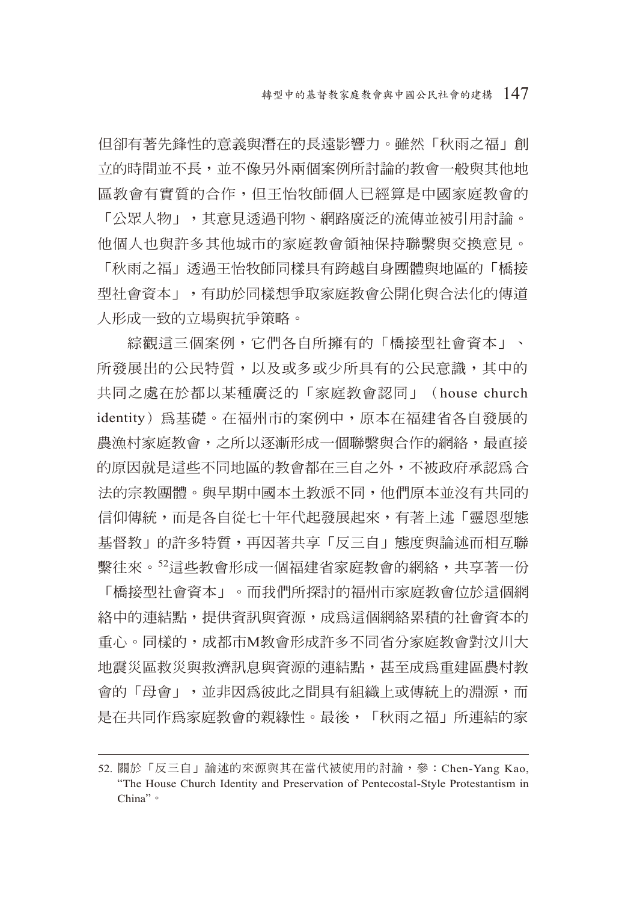但卻有著先鋒性的意義與潛在的長遠影響力。雖然「秋雨之福」創立的時間並不長，並不像另外兩個案例所討論的教會一般與其他地區教會有實質的合作，但王怡牧師個人已經算是中國家庭教會的「公眾人物」，其意見透過刊物、網路廣泛的流傳並被引用討論。他個人也與許多其他城市的家庭教會領袖保持聯繫與交換意見。「秋雨之福」透過王怡牧師同樣具有跨越自身團體與地區的「橋接型社會資本」，有助於同樣想爭取家庭教會公開化與合法化的傳道人形成一致的立場與抗爭策略。

綜觀這三個案例，它們各自所擁有的「橋接型社會資本」、所發展出的公民特質，以及或多或少所具有的公民意識，其中的共同之處在於都以某種廣泛的「家庭教會認同」（house church identity）爲基礎。在福州市的案例中，原本在福建省各自發展的農漁村家庭教會，之所以逐漸形成一個聯繫與合作的網絡，最直接的原因就是這些不同地區的教會都在三自之外，不被政府承認爲合法的宗教團體。與早期中國本土教派不同，他們原本並沒有共同的信仰傳統，而是各自從七十年代起發展起來，有著上述「靈恩型態基督教」的許多特質，再因著共享「反三自」態度與論述而相互聯繫往來。[52]這些教會形成一個福建省家庭教會的網絡，共享著一份「橋接型社會資本」。而我們所探討的福州市家庭教會位於這個網絡中的連結點，提供資訊與資源，成爲這個網絡累積的社會資本的重心。同樣的，成都市M教會形成許多不同省分家庭教會對汶川大地震災區救災與救濟訊息與資源的連結點，甚至成爲重建區農村教會的「母會」，並非因爲彼此之間具有組織上或傳統上的淵源，而是在共同作爲家庭教會的親緣性。最後，「秋雨之福」所連結的家

---

52. 關於「反三自」論述的來源與其在當代被使用的討論，參：Chen-Yang Kao, "The House Church Identity and Preservation of Pentecostal-Style Protestantism in China"。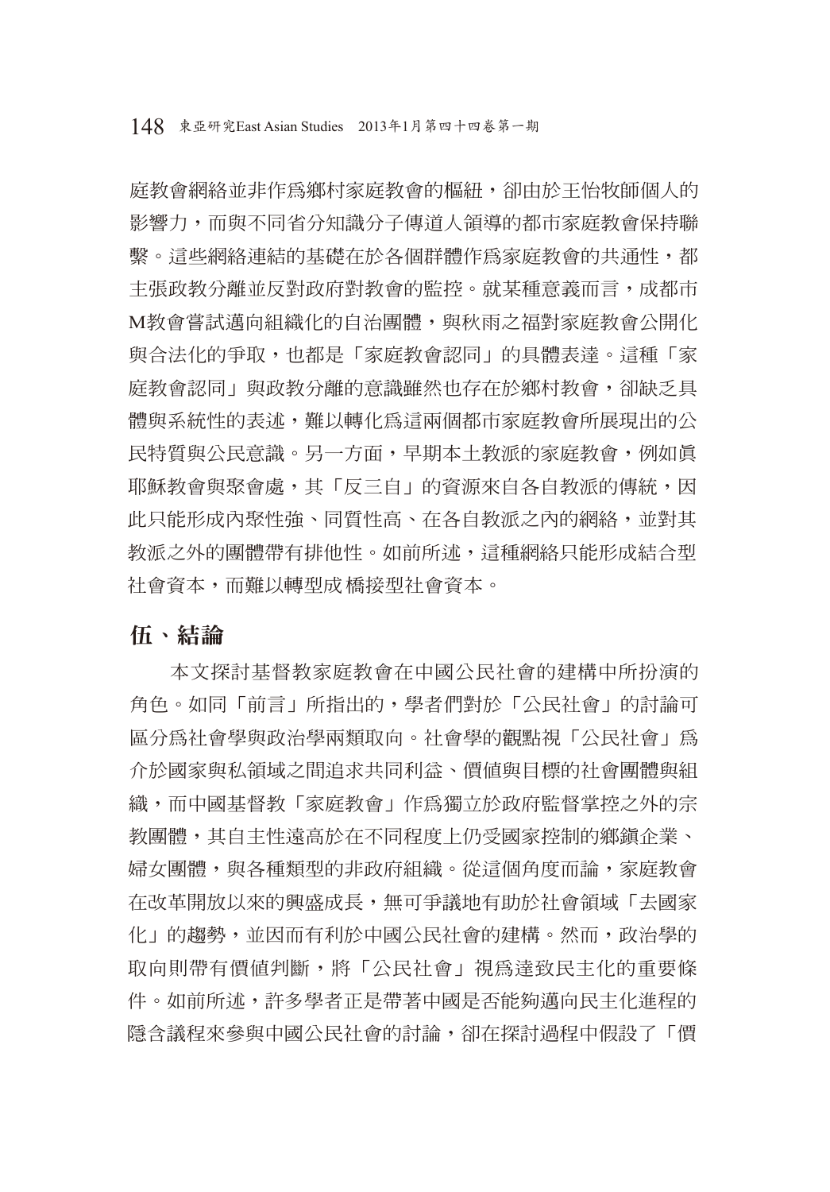庭教會網絡並非作爲鄉村家庭教會的樞紐，卻由於王怡牧師個人的影響力，而與不同省分知識分子傳道人領導的都市家庭教會保持聯繫。這些網絡連結的基礎在於各個群體作爲家庭教會的共通性，都主張政教分離並反對政府對教會的監控。就某種意義而言，成都市M教會嘗試邁向組織化的自治團體，與秋雨之福對家庭教會公開化與合法化的爭取，也都是「家庭教會認同」的具體表達。這種「家庭教會認同」與政教分離的意識雖然也存在於鄉村教會，卻缺乏具體與系統性的表述，難以轉化爲這兩個都市家庭教會所展現出的公民特質與公民意識。另一方面，早期本土教派的家庭教會，例如眞耶穌教會與聚會處，其「反三自」的資源來自各自教派的傳統，因此只能形成內聚性強、同質性高、在各自教派之內的網絡，並對其教派之外的團體帶有排他性。如前所述，這種網絡只能形成結合型社會資本，而難以轉型成 橋接型社會資本。

## 伍、結論

本文探討基督教家庭教會在中國公民社會的建構中所扮演的角色。如同「前言」所指出的，學者們對於「公民社會」的討論可區分爲社會學與政治學兩類取向。社會學的觀點視「公民社會」爲介於國家與私領域之間追求共同利益、價值與目標的社會團體與組織，而中國基督教「家庭教會」作爲獨立於政府監督掌控之外的宗教團體，其自主性遠高於在不同程度上仍受國家控制的鄉鎮企業、婦女團體，與各種類型的非政府組織。從這個角度而論，家庭教會在改革開放以來的興盛成長，無可爭議地有助於社會領域「去國家化」的趨勢，並因而有利於中國公民社會的建構。然而，政治學的取向則帶有價值判斷，將「公民社會」視爲達致民主化的重要條件。如前所述，許多學者正是帶著中國是否能夠邁向民主化進程的隱含議程來參與中國公民社會的討論，卻在探討過程中假設了「價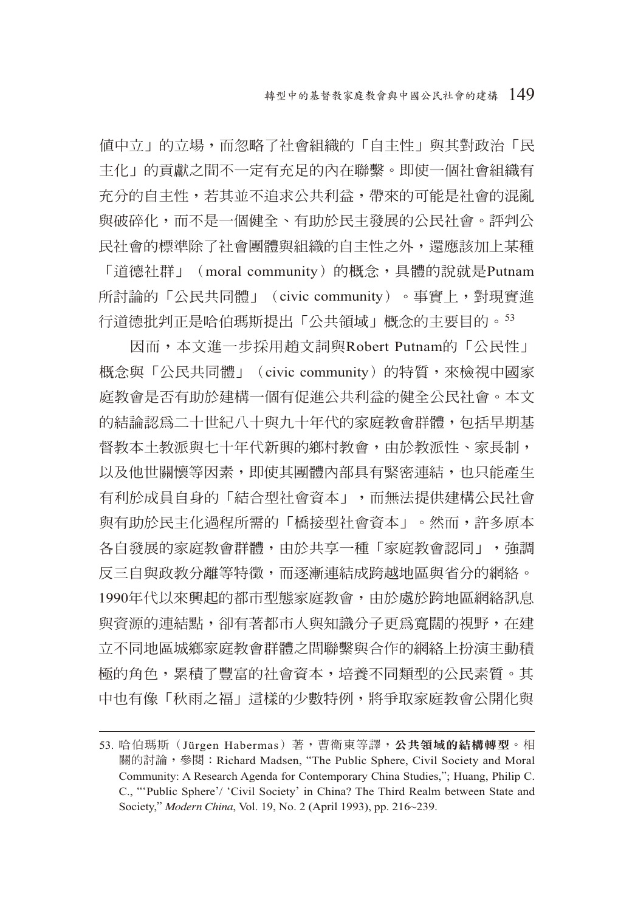值中立」的立場，而忽略了社會組織的「自主性」與其對政治「民主化」的貢獻之間不一定有充足的內在聯繫。即使一個社會組織有充分的自主性，若其並不追求公共利益，帶來的可能是社會的混亂與破碎化，而不是一個健全、有助於民主發展的公民社會。評判公民社會的標準除了社會團體與組織的自主性之外，還應該加上某種「道德社群」（moral community）的概念，具體的說就是Putnam所討論的「公民共同體」（civic community）。事實上，對現實進行道德批判正是哈伯瑪斯提出「公共領域」概念的主要目的。[53]

因而，本文進一步採用趙文詞與Robert Putnam的「公民性」概念與「公民共同體」（civic community）的特質，來檢視中國家庭教會是否有助於建構一個有促進公共利益的健全公民社會。本文的結論認爲二十世紀八十與九十年代的家庭教會群體，包括早期基督教本土教派與七十年代新興的鄉村教會，由於教派性、家長制，以及他世關懷等因素，即使其團體內部具有緊密連結，也只能產生有利於成員自身的「結合型社會資本」，而無法提供建構公民社會與有助於民主化過程所需的「橋接型社會資本」。然而，許多原本各自發展的家庭教會群體，由於共享一種「家庭教會認同」，強調反三自與政教分離等特徵，而逐漸連結成跨越地區與省分的網絡。1990年代以來興起的都市型態家庭教會，由於處於跨地區網絡訊息與資源的連結點，卻有著都市人與知識分子更爲寬闊的視野，在建立不同地區城鄉家庭教會群體之間聯繫與合作的網絡上扮演主動積極的角色，累積了豐富的社會資本，培養不同類型的公民素質。其中也有像「秋雨之福」這樣的少數特例，將爭取家庭教會公開化與

---

53. 哈伯瑪斯（Jürgen Habermas）著，曹衛東等譯，**公共領域的結構轉型**。相關的討論，參閱：Richard Madsen, "The Public Sphere, Civil Society and Moral Community: A Research Agenda for Contemporary China Studies,"; Huang, Philip C. C., "'Public Sphere'/ 'Civil Society' in China? The Third Realm between State and Society," *Modern China*, Vol. 19, No. 2 (April 1993), pp. 216~239.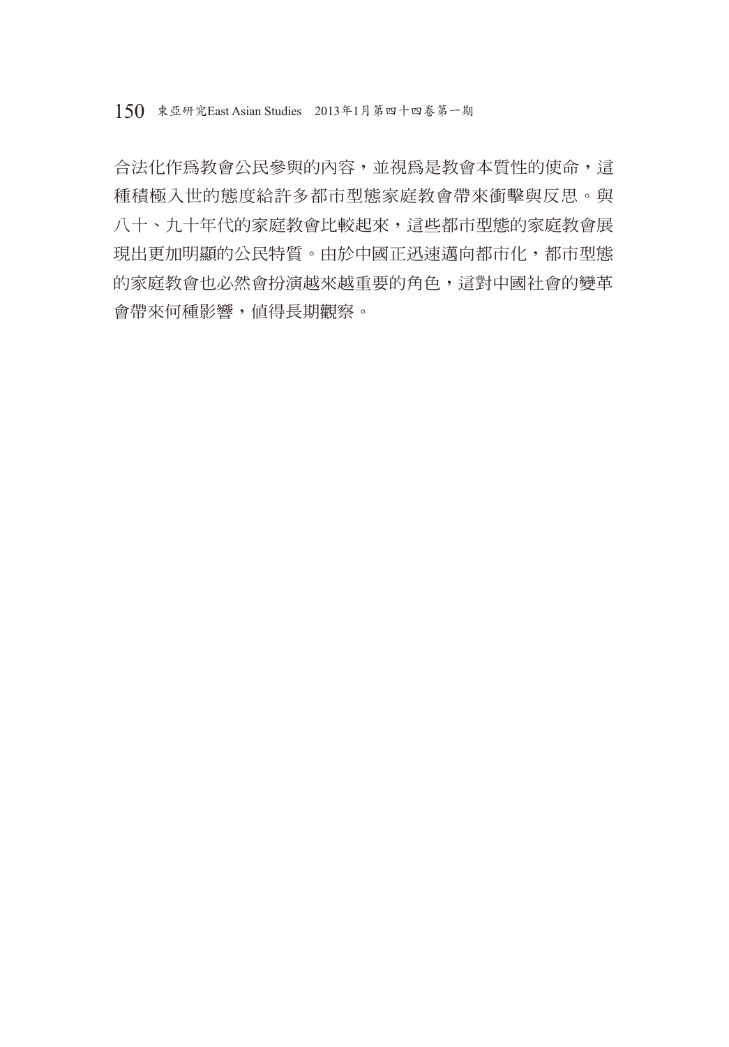合法化作爲教會公民參與的內容，並視爲是教會本質性的使命，這種積極入世的態度給許多都市型態家庭教會帶來衝擊與反思。與八十、九十年代的家庭教會比較起來，這些都市型態的家庭教會展現出更加明顯的公民特質。由於中國正迅速邁向都市化，都市型態的家庭教會也必然會扮演越來越重要的角色，這對中國社會的變革會帶來何種影響，值得長期觀察。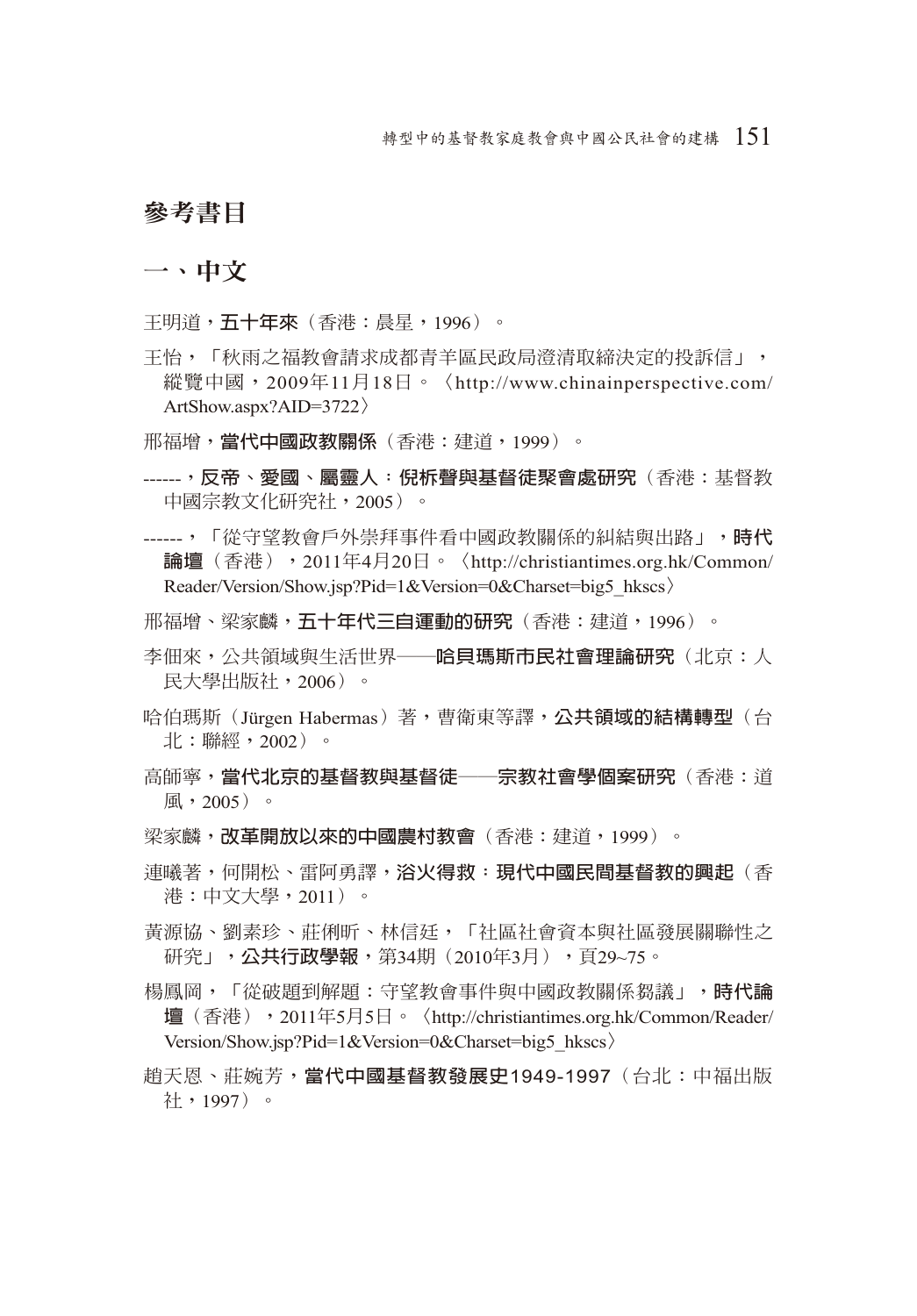## 參考書目

### 一、中文

王明道，**五十年來**（香港：晨星，1996）。

王怡，「秋雨之福教會請求成都青羊區民政局澄清取締決定的投訴信」，縱覽中國，2009年11月18日。〈http://www.chinainperspective.com/ArtShow.aspx?AID=3722〉

邢福增，**當代中國政教關係**（香港：建道，1999）。

------，**反帝、愛國、屬靈人：倪柝聲與基督徒聚會處研究**（香港：基督教中國宗教文化研究社，2005）。

------，「從守望教會戶外崇拜事件看中國政教關係的糾結與出路」，**時代論壇**（香港），2011年4月20日。〈http://christiantimes.org.hk/Common/Reader/Version/Show.jsp?Pid=1&Version=0&Charset=big5_hkscs〉

邢福增、梁家麟，**五十年代三自運動的研究**（香港：建道，1996）。

李佃來，公共領域與生活世界——**哈貝瑪斯市民社會理論研究**（北京：人民大學出版社，2006）。

哈伯瑪斯（Jürgen Habermas）著，曹衛東等譯，**公共領域的結構轉型**（台北：聯經，2002）。

高師寧，**當代北京的基督教與基督徒——宗教社會學個案研究**（香港：道風，2005）。

梁家麟，**改革開放以來的中國農村教會**（香港：建道，1999）。

連曦著，何開松、雷阿勇譯，**浴火得救：現代中國民間基督教的興起**（香港：中文大學，2011）。

黃源協、劉素珍、莊俐昕、林信廷，「社區社會資本與社區發展關聯性之研究」，**公共行政學報**，第34期（2010年3月），頁29~75。

楊鳳岡，「從破題到解題：守望教會事件與中國政教關係芻議」，**時代論壇**（香港），2011年5月5日。〈http://christiantimes.org.hk/Common/Reader/Version/Show.jsp?Pid=1&Version=0&Charset=big5_hkscs〉

趙天恩、莊婉芳，**當代中國基督教發展史1949-1997**（台北：中福出版社，1997）。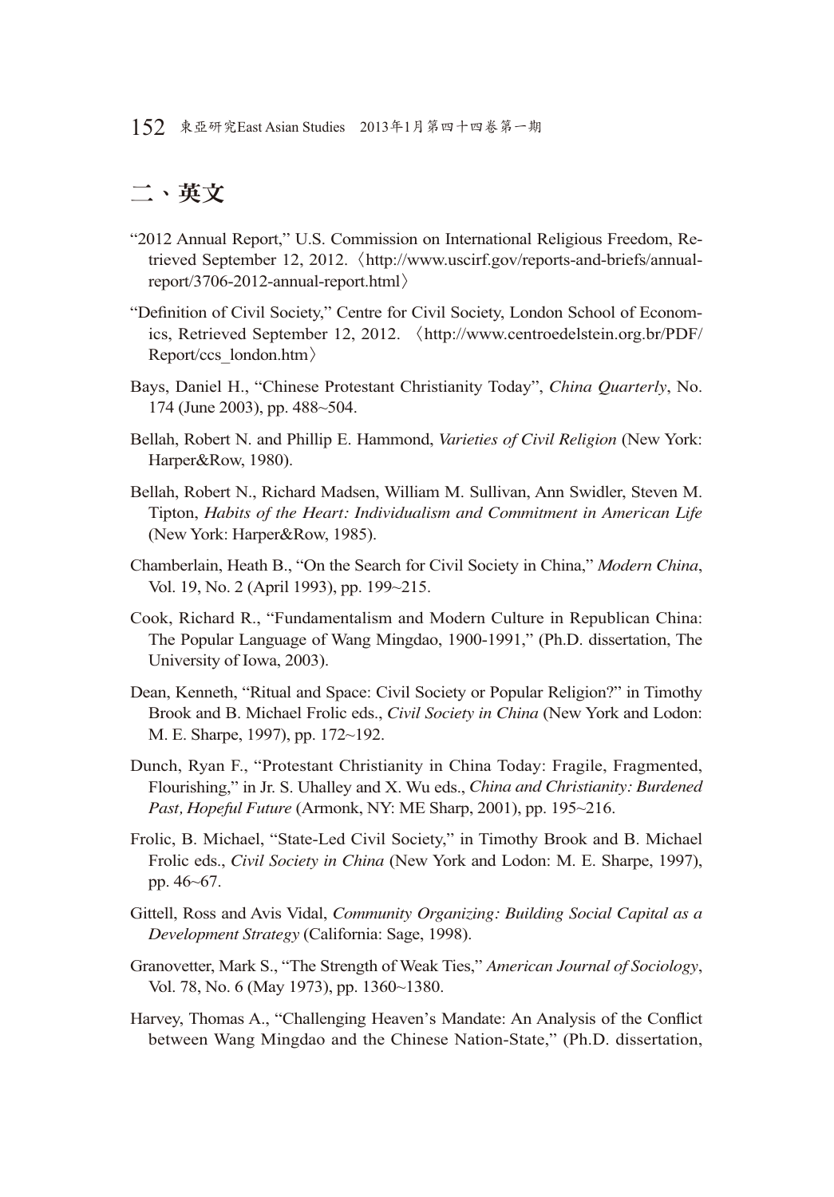## 二、英文

"2012 Annual Report," U.S. Commission on International Religious Freedom, Retrieved September 12, 2012.〈http://www.uscirf.gov/reports-and-briefs/annual-report/3706-2012-annual-report.html〉

"Definition of Civil Society," Centre for Civil Society, London School of Economics, Retrieved September 12, 2012. 〈http://www.centroedelstein.org.br/PDF/Report/ccs_london.htm〉

Bays, Daniel H., "Chinese Protestant Christianity Today", *China Quarterly*, No. 174 (June 2003), pp. 488~504.

Bellah, Robert N. and Phillip E. Hammond, *Varieties of Civil Religion* (New York: Harper&Row, 1980).

Bellah, Robert N., Richard Madsen, William M. Sullivan, Ann Swidler, Steven M. Tipton, *Habits of the Heart: Individualism and Commitment in American Life* (New York: Harper&Row, 1985).

Chamberlain, Heath B., "On the Search for Civil Society in China," *Modern China*, Vol. 19, No. 2 (April 1993), pp. 199~215.

Cook, Richard R., "Fundamentalism and Modern Culture in Republican China: The Popular Language of Wang Mingdao, 1900-1991," (Ph.D. dissertation, The University of Iowa, 2003).

Dean, Kenneth, "Ritual and Space: Civil Society or Popular Religion?" in Timothy Brook and B. Michael Frolic eds., *Civil Society in China* (New York and Lodon: M. E. Sharpe, 1997), pp. 172~192.

Dunch, Ryan F., "Protestant Christianity in China Today: Fragile, Fragmented, Flourishing," in Jr. S. Uhalley and X. Wu eds., *China and Christianity: Burdened Past, Hopeful Future* (Armonk, NY: ME Sharp, 2001), pp. 195~216.

Frolic, B. Michael, "State-Led Civil Society," in Timothy Brook and B. Michael Frolic eds., *Civil Society in China* (New York and Lodon: M. E. Sharpe, 1997), pp. 46~67.

Gittell, Ross and Avis Vidal, *Community Organizing: Building Social Capital as a Development Strategy* (California: Sage, 1998).

Granovetter, Mark S., "The Strength of Weak Ties," *American Journal of Sociology*, Vol. 78, No. 6 (May 1973), pp. 1360~1380.

Harvey, Thomas A., "Challenging Heaven's Mandate: An Analysis of the Conflict between Wang Mingdao and the Chinese Nation-State," (Ph.D. dissertation,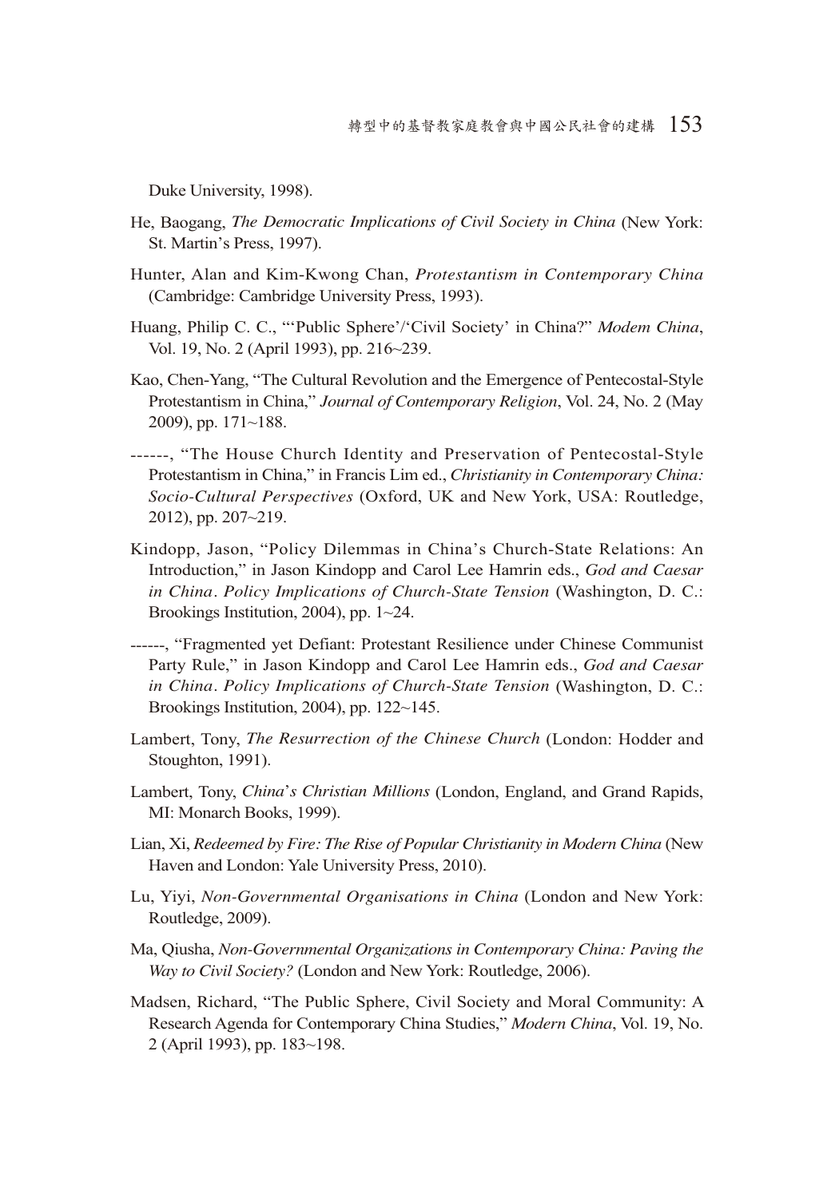Duke University, 1998).

He, Baogang, *The Democratic Implications of Civil Society in China* (New York: St. Martin's Press, 1997).

Hunter, Alan and Kim-Kwong Chan, *Protestantism in Contemporary China* (Cambridge: Cambridge University Press, 1993).

Huang, Philip C. C., "'Public Sphere'/'Civil Society' in China?" *Modem China*, Vol. 19, No. 2 (April 1993), pp. 216~239.

Kao, Chen-Yang, "The Cultural Revolution and the Emergence of Pentecostal-Style Protestantism in China," *Journal of Contemporary Religion*, Vol. 24, No. 2 (May 2009), pp. 171~188.

------, "The House Church Identity and Preservation of Pentecostal-Style Protestantism in China," in Francis Lim ed., *Christianity in Contemporary China: Socio-Cultural Perspectives* (Oxford, UK and New York, USA: Routledge, 2012), pp. 207~219.

Kindopp, Jason, "Policy Dilemmas in China's Church-State Relations: An Introduction," in Jason Kindopp and Carol Lee Hamrin eds., *God and Caesar in China*. *Policy Implications of Church-State Tension* (Washington, D. C.: Brookings Institution, 2004), pp. 1~24.

------, "Fragmented yet Defiant: Protestant Resilience under Chinese Communist Party Rule," in Jason Kindopp and Carol Lee Hamrin eds., *God and Caesar in China*. *Policy Implications of Church-State Tension* (Washington, D. C.: Brookings Institution, 2004), pp. 122~145.

Lambert, Tony, *The Resurrection of the Chinese Church* (London: Hodder and Stoughton, 1991).

Lambert, Tony, *China's Christian Millions* (London, England, and Grand Rapids, MI: Monarch Books, 1999).

Lian, Xi, *Redeemed by Fire: The Rise of Popular Christianity in Modern China* (New Haven and London: Yale University Press, 2010).

Lu, Yiyi, *Non-Governmental Organisations in China* (London and New York: Routledge, 2009).

Ma, Qiusha, *Non-Governmental Organizations in Contemporary China: Paving the Way to Civil Society?* (London and New York: Routledge, 2006).

Madsen, Richard, "The Public Sphere, Civil Society and Moral Community: A Research Agenda for Contemporary China Studies," *Modern China*, Vol. 19, No. 2 (April 1993), pp. 183~198.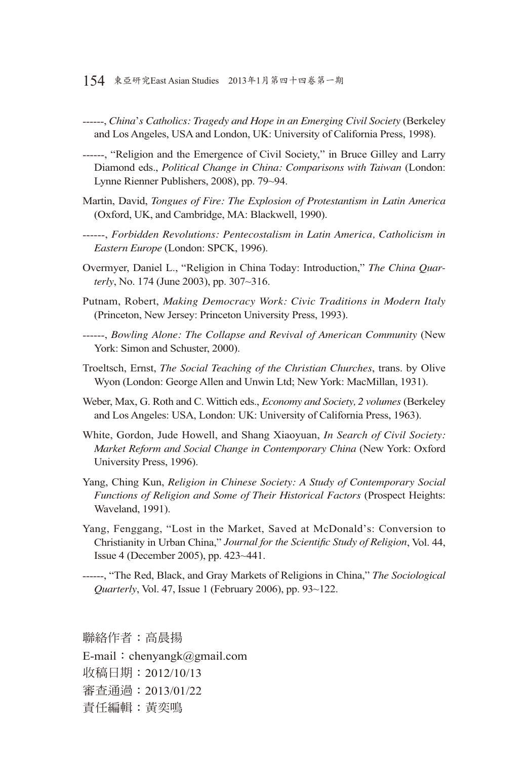------, *China's Catholics: Tragedy and Hope in an Emerging Civil Society* (Berkeley and Los Angeles, USA and London, UK: University of California Press, 1998).

------, "Religion and the Emergence of Civil Society," in Bruce Gilley and Larry Diamond eds., *Political Change in China: Comparisons with Taiwan* (London: Lynne Rienner Publishers, 2008), pp. 79~94.

Martin, David, *Tongues of Fire: The Explosion of Protestantism in Latin America* (Oxford, UK, and Cambridge, MA: Blackwell, 1990).

------, *Forbidden Revolutions: Pentecostalism in Latin America, Catholicism in Eastern Europe* (London: SPCK, 1996).

Overmyer, Daniel L., "Religion in China Today: Introduction," *The China Quarterly*, No. 174 (June 2003), pp. 307~316.

Putnam, Robert, *Making Democracy Work: Civic Traditions in Modern Italy* (Princeton, New Jersey: Princeton University Press, 1993).

------, *Bowling Alone: The Collapse and Revival of American Community* (New York: Simon and Schuster, 2000).

Troeltsch, Ernst, *The Social Teaching of the Christian Churches*, trans. by Olive Wyon (London: George Allen and Unwin Ltd; New York: MacMillan, 1931).

Weber, Max, G. Roth and C. Wittich eds., *Economy and Society, 2 volumes* (Berkeley and Los Angeles: USA, London: UK: University of California Press, 1963).

White, Gordon, Jude Howell, and Shang Xiaoyuan, *In Search of Civil Society: Market Reform and Social Change in Contemporary China* (New York: Oxford University Press, 1996).

Yang, Ching Kun, *Religion in Chinese Society: A Study of Contemporary Social Functions of Religion and Some of Their Historical Factors* (Prospect Heights: Waveland, 1991).

Yang, Fenggang, "Lost in the Market, Saved at McDonald's: Conversion to Christianity in Urban China," *Journal for the Scientific Study of Religion*, Vol. 44, Issue 4 (December 2005), pp. 423~441.

------, "The Red, Black, and Gray Markets of Religions in China," *The Sociological Quarterly*, Vol. 47, Issue 1 (February 2006), pp. 93~122.

聯絡作者：高晨揚
E-mail：chenyangk@gmail.com
收稿日期：2012/10/13
審查通過：2013/01/22
責任編輯：黃奕鳴